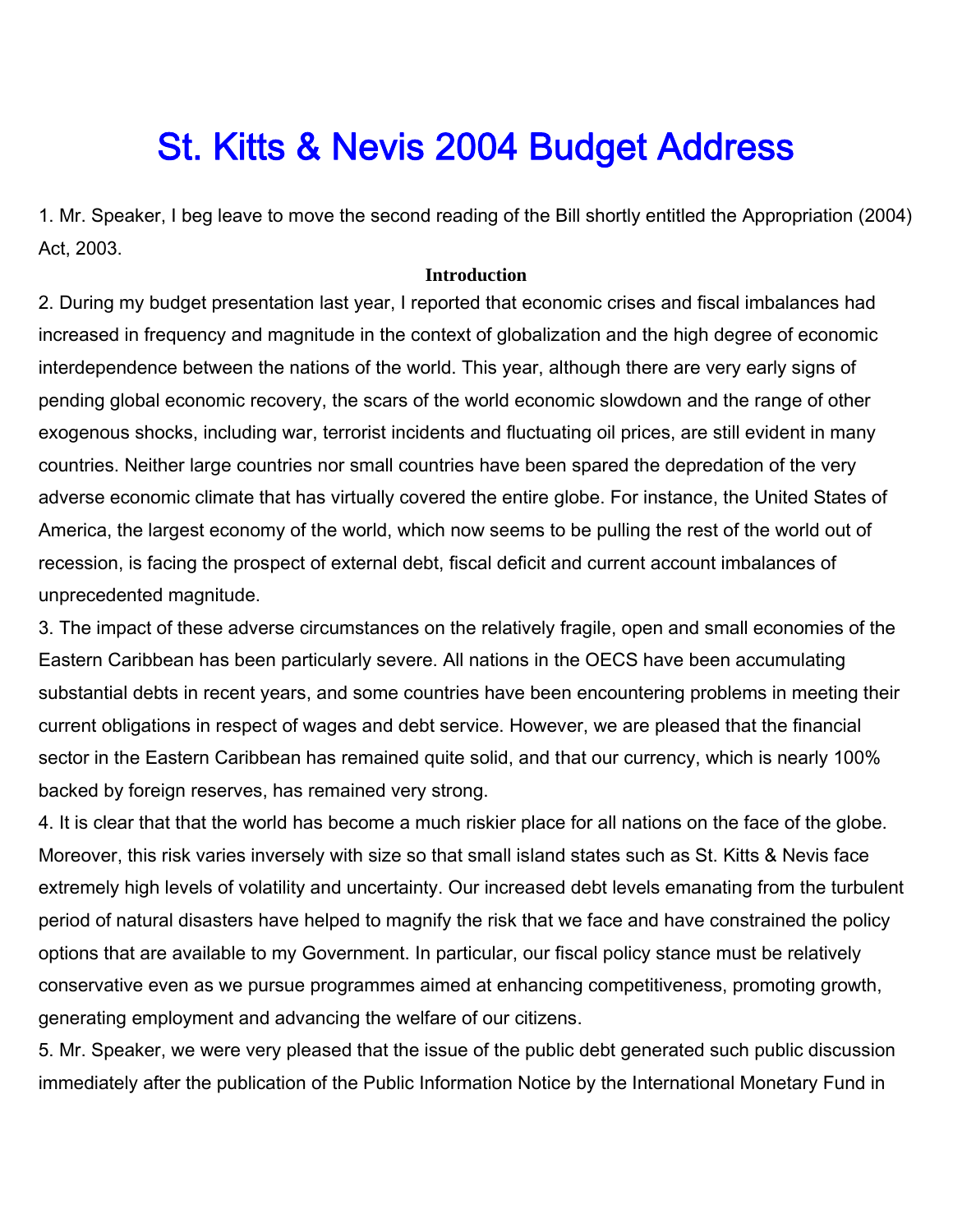# St. Kitts & Nevis 2004 Budget Address

1. Mr. Speaker, I beg leave to move the second reading of the Bill shortly entitled the Appropriation (2004) Act, 2003.

## Introduction

2. During my budget presentation last year, I reported that economic crises and fiscal imbalances had increased in frequency and magnitude in the context of globalization and the high degree of economic interdependence between the nations of the world. This year, although there are very early signs of pending global economic recovery, the scars of the world economic slowdown and the range of other exogenous shocks, including war, terrorist incidents and fluctuating oil prices, are still evident in many countries. Neither large countries nor small countries have been spared the depredation of the very adverse economic climate that has virtually covered the entire globe. For instance, the United States of America, the largest economy of the world, which now seems to be pulling the rest of the world out of recession, is facing the prospect of external debt, fiscal deficit and current account imbalances of unprecedented magnitude.

3. The impact of these adverse circumstances on the relatively fragile, open and small economies of the Eastern Caribbean has been particularly severe. All nations in the OECS have been accumulating substantial debts in recent years, and some countries have been encountering problems in meeting their current obligations in respect of wages and debt service. However, we are pleased that the financial sector in the Eastern Caribbean has remained quite solid, and that our currency, which is nearly 100% backed by foreign reserves, has remained very strong.

4. It is clear that that the world has become a much riskier place for all nations on the face of the globe. Moreover, this risk varies inversely with size so that small island states such as St. Kitts & Nevis face extremely high levels of volatility and uncertainty. Our increased debt levels emanating from the turbulent period of natural disasters have helped to magnify the risk that we face and have constrained the policy options that are available to my Government. In particular, our fiscal policy stance must be relatively conservative even as we pursue programmes aimed at enhancing competitiveness, promoting growth, generating employment and advancing the welfare of our citizens.

5. Mr. Speaker, we were very pleased that the issue of the public debt generated such public discussion immediately after the publication of the Public Information Notice by the International Monetary Fund in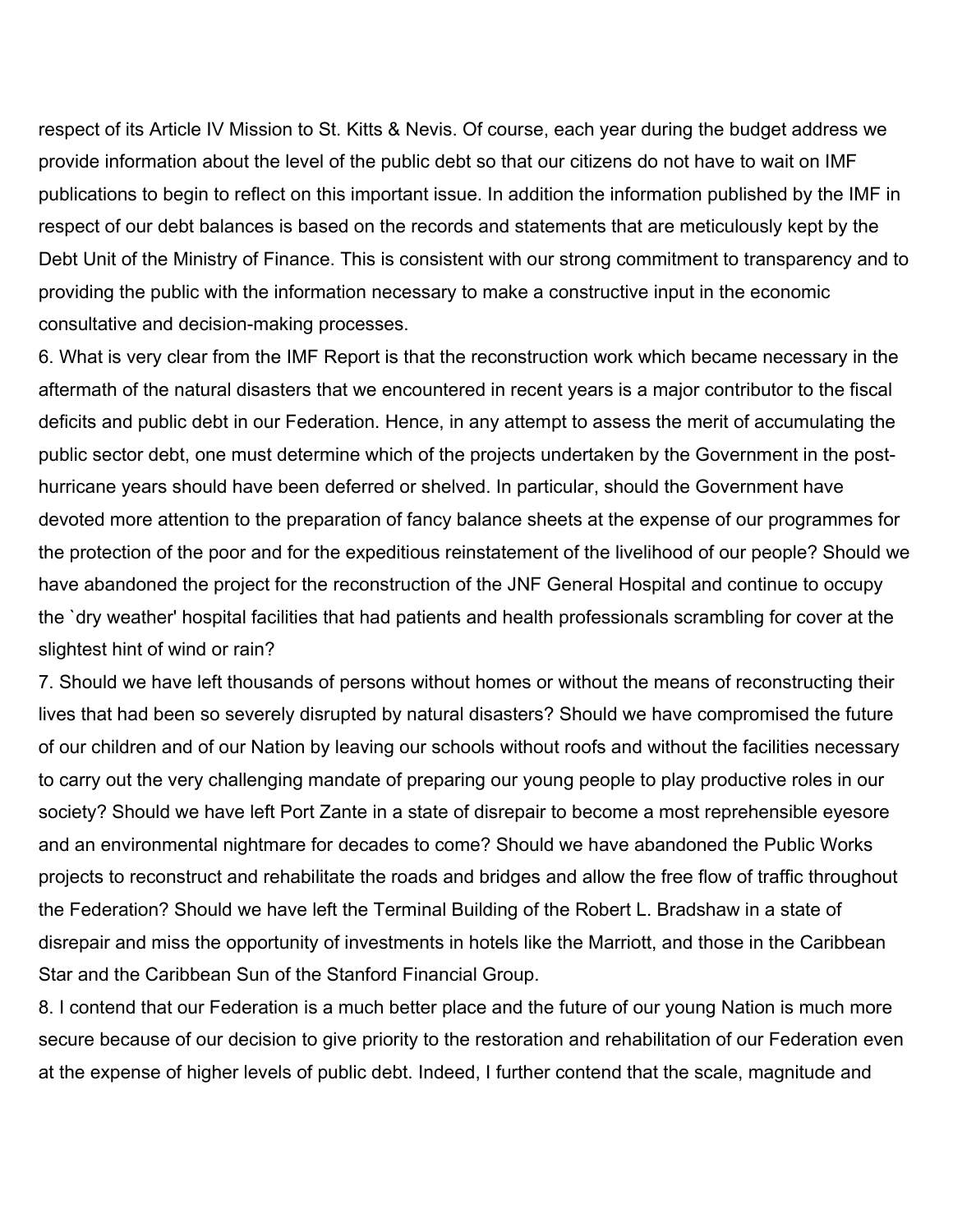respect of its Article IV Mission to St. Kitts & Nevis. Of course, each year during the budget address we provide information about the level of the public debt so that our citizens do not have to wait on IMF publications to begin to reflect on this important issue. In addition the information published by the IMF in respect of our debt balances is based on the records and statements that are meticulously kept by the Debt Unit of the Ministry of Finance. This is consistent with our strong commitment to transparency and to providing the public with the information necessary to make a constructive input in the economic consultative and decision-making processes.

6. What is very clear from the IMF Report is that the reconstruction work which became necessary in the aftermath of the natural disasters that we encountered in recent years is a major contributor to the fiscal deficits and public debt in our Federation. Hence, in any attempt to assess the merit of accumulating the public sector debt, one must determine which of the projects undertaken by the Government in the post-hurricane years should have been deferred or shelved. In particular, should the Government have devoted more attention to the preparation of fancy balance sheets at the expense of our programmes for the protection of the poor and for the expeditious reinstatement of the livelihood of our people? Should we have abandoned the project for the reconstruction of the JNF General Hospital and continue to occupy the `dry weather' hospital facilities that had patients and health professionals scrambling for cover at the slightest hint of wind or rain?

7. Should we have left thousands of persons without homes or without the means of reconstructing their lives that had been so severely disrupted by natural disasters? Should we have compromised the future of our children and of our Nation by leaving our schools without roofs and without the facilities necessary to carry out the very challenging mandate of preparing our young people to play productive roles in our society? Should we have left Port Zante in a state of disrepair to become a most reprehensible eyesore and an environmental nightmare for decades to come? Should we have abandoned the Public Works projects to reconstruct and rehabilitate the roads and bridges and allow the free flow of traffic throughout the Federation? Should we have left the Terminal Building of the Robert L. Bradshaw in a state of disrepair and miss the opportunity of investments in hotels like the Marriott, and those in the Caribbean Star and the Caribbean Sun of the Stanford Financial Group.

8. I contend that our Federation is a much better place and the future of our young Nation is much more secure because of our decision to give priority to the restoration and rehabilitation of our Federation even at the expense of higher levels of public debt. Indeed, I further contend that the scale, magnitude and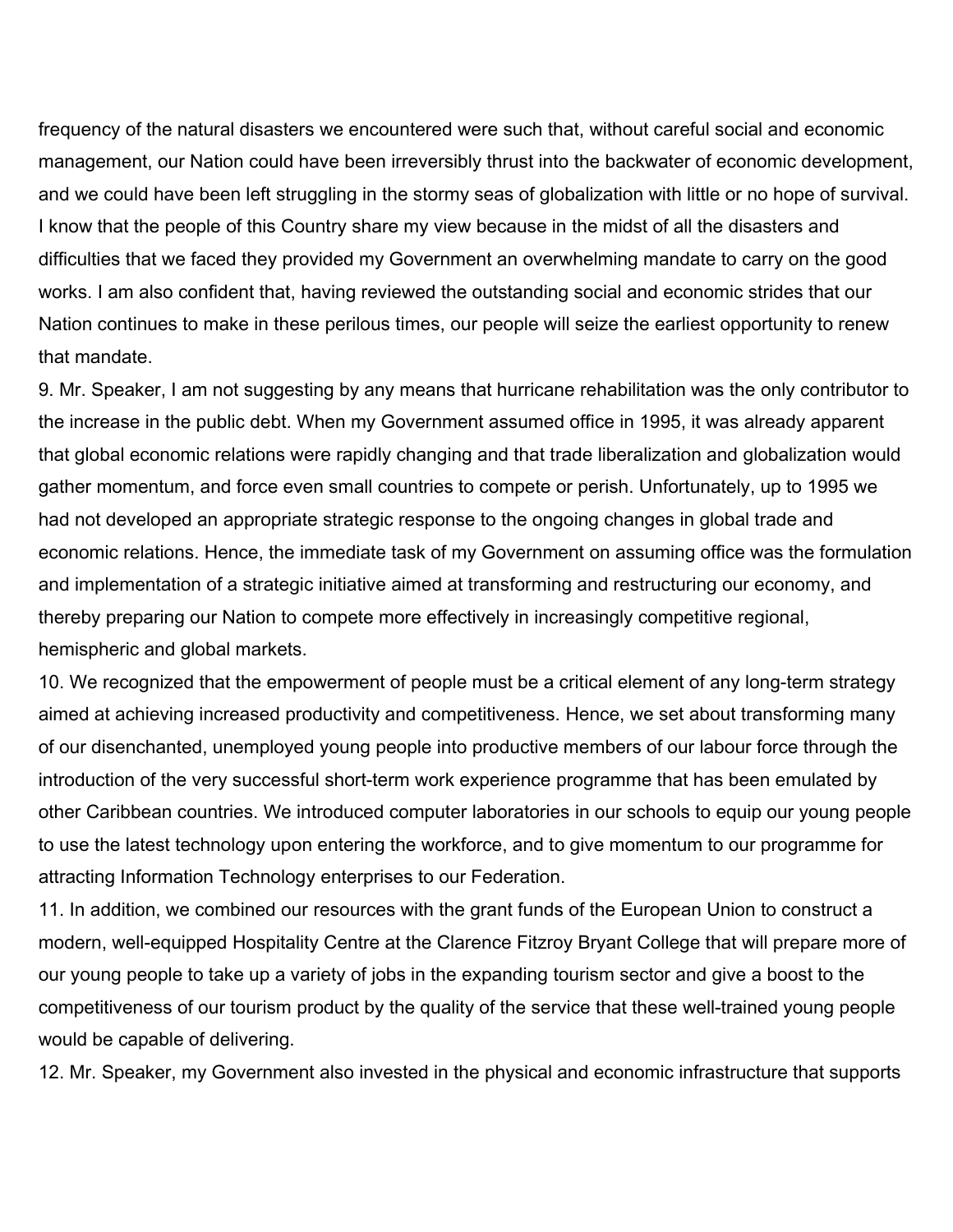frequency of the natural disasters we encountered were such that, without careful social and economic management, our Nation could have been irreversibly thrust into the backwater of economic development, and we could have been left struggling in the stormy seas of globalization with little or no hope of survival. I know that the people of this Country share my view because in the midst of all the disasters and difficulties that we faced they provided my Government an overwhelming mandate to carry on the good works. I am also confident that, having reviewed the outstanding social and economic strides that our Nation continues to make in these perilous times, our people will seize the earliest opportunity to renew that mandate.

9. Mr. Speaker, I am not suggesting by any means that hurricane rehabilitation was the only contributor to the increase in the public debt. When my Government assumed office in 1995, it was already apparent that global economic relations were rapidly changing and that trade liberalization and globalization would gather momentum, and force even small countries to compete or perish. Unfortunately, up to 1995 we had not developed an appropriate strategic response to the ongoing changes in global trade and economic relations. Hence, the immediate task of my Government on assuming office was the formulation and implementation of a strategic initiative aimed at transforming and restructuring our economy, and thereby preparing our Nation to compete more effectively in increasingly competitive regional, hemispheric and global markets.

10. We recognized that the empowerment of people must be a critical element of any long-term strategy aimed at achieving increased productivity and competitiveness. Hence, we set about transforming many of our disenchanted, unemployed young people into productive members of our labour force through the introduction of the very successful short-term work experience programme that has been emulated by other Caribbean countries. We introduced computer laboratories in our schools to equip our young people to use the latest technology upon entering the workforce, and to give momentum to our programme for attracting Information Technology enterprises to our Federation.

11. In addition, we combined our resources with the grant funds of the European Union to construct a modern, well-equipped Hospitality Centre at the Clarence Fitzroy Bryant College that will prepare more of our young people to take up a variety of jobs in the expanding tourism sector and give a boost to the competitiveness of our tourism product by the quality of the service that these well-trained young people would be capable of delivering.

12. Mr. Speaker, my Government also invested in the physical and economic infrastructure that supports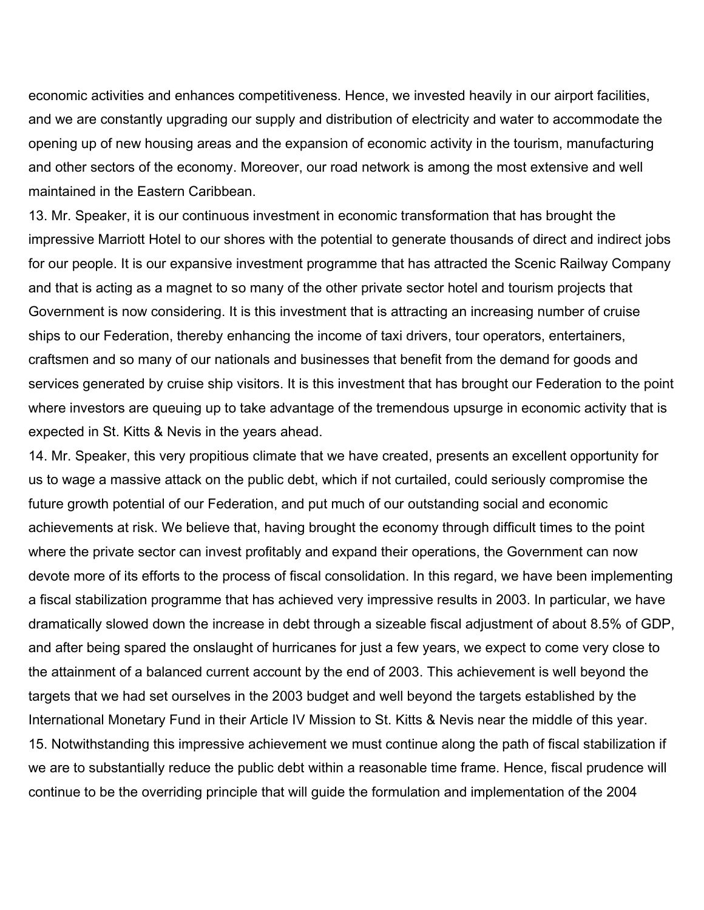economic activities and enhances competitiveness. Hence, we invested heavily in our airport facilities, and we are constantly upgrading our supply and distribution of electricity and water to accommodate the opening up of new housing areas and the expansion of economic activity in the tourism, manufacturing and other sectors of the economy. Moreover, our road network is among the most extensive and well maintained in the Eastern Caribbean.

13. Mr. Speaker, it is our continuous investment in economic transformation that has brought the impressive Marriott Hotel to our shores with the potential to generate thousands of direct and indirect jobs for our people. It is our expansive investment programme that has attracted the Scenic Railway Company and that is acting as a magnet to so many of the other private sector hotel and tourism projects that Government is now considering. It is this investment that is attracting an increasing number of cruise ships to our Federation, thereby enhancing the income of taxi drivers, tour operators, entertainers, craftsmen and so many of our nationals and businesses that benefit from the demand for goods and services generated by cruise ship visitors. It is this investment that has brought our Federation to the point where investors are queuing up to take advantage of the tremendous upsurge in economic activity that is expected in St. Kitts & Nevis in the years ahead.

14. Mr. Speaker, this very propitious climate that we have created, presents an excellent opportunity for us to wage a massive attack on the public debt, which if not curtailed, could seriously compromise the future growth potential of our Federation, and put much of our outstanding social and economic achievements at risk. We believe that, having brought the economy through difficult times to the point where the private sector can invest profitably and expand their operations, the Government can now devote more of its efforts to the process of fiscal consolidation. In this regard, we have been implementing a fiscal stabilization programme that has achieved very impressive results in 2003. In particular, we have dramatically slowed down the increase in debt through a sizeable fiscal adjustment of about 8.5% of GDP, and after being spared the onslaught of hurricanes for just a few years, we expect to come very close to the attainment of a balanced current account by the end of 2003. This achievement is well beyond the targets that we had set ourselves in the 2003 budget and well beyond the targets established by the International Monetary Fund in their Article IV Mission to St. Kitts & Nevis near the middle of this year.

15. Notwithstanding this impressive achievement we must continue along the path of fiscal stabilization if we are to substantially reduce the public debt within a reasonable time frame. Hence, fiscal prudence will continue to be the overriding principle that will guide the formulation and implementation of the 2004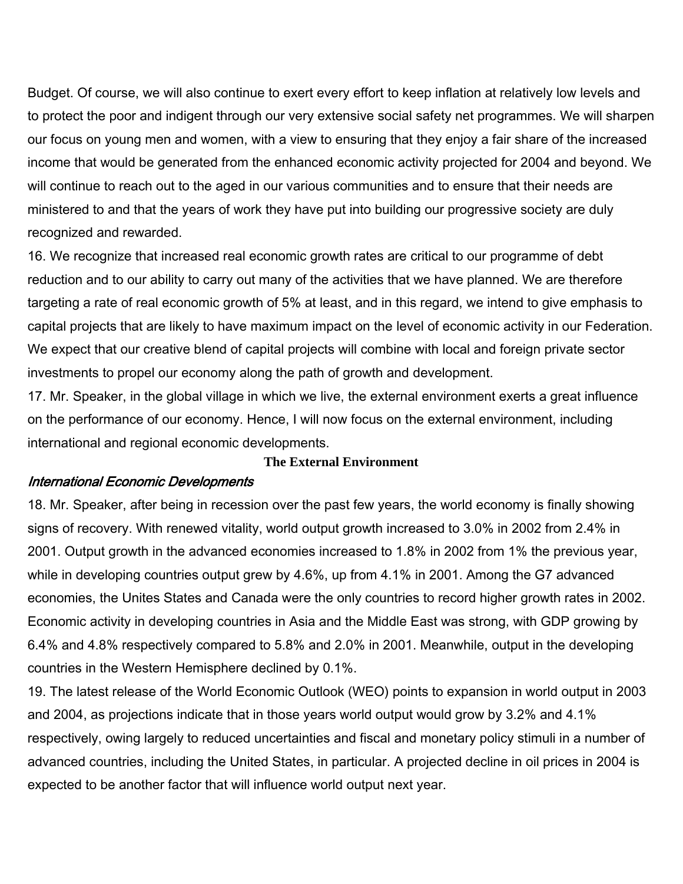Budget. Of course, we will also continue to exert every effort to keep inflation at relatively low levels and to protect the poor and indigent through our very extensive social safety net programmes. We will sharpen our focus on young men and women, with a view to ensuring that they enjoy a fair share of the increased income that would be generated from the enhanced economic activity projected for 2004 and beyond. We will continue to reach out to the aged in our various communities and to ensure that their needs are ministered to and that the years of work they have put into building our progressive society are duly recognized and rewarded.

16. We recognize that increased real economic growth rates are critical to our programme of debt reduction and to our ability to carry out many of the activities that we have planned. We are therefore targeting a rate of real economic growth of 5% at least, and in this regard, we intend to give emphasis to capital projects that are likely to have maximum impact on the level of economic activity in our Federation. We expect that our creative blend of capital projects will combine with local and foreign private sector investments to propel our economy along the path of growth and development.

17. Mr. Speaker, in the global village in which we live, the external environment exerts a great influence on the performance of our economy. Hence, I will now focus on the external environment, including international and regional economic developments.

## The External Environment

### *International Economic Developments*

18. Mr. Speaker, after being in recession over the past few years, the world economy is finally showing signs of recovery. With renewed vitality, world output growth increased to 3.0% in 2002 from 2.4% in 2001. Output growth in the advanced economies increased to 1.8% in 2002 from 1% the previous year, while in developing countries output grew by 4.6%, up from 4.1% in 2001. Among the G7 advanced economies, the Unites States and Canada were the only countries to record higher growth rates in 2002. Economic activity in developing countries in Asia and the Middle East was strong, with GDP growing by 6.4% and 4.8% respectively compared to 5.8% and 2.0% in 2001. Meanwhile, output in the developing countries in the Western Hemisphere declined by 0.1%.

19. The latest release of the World Economic Outlook (WEO) points to expansion in world output in 2003 and 2004, as projections indicate that in those years world output would grow by 3.2% and 4.1% respectively, owing largely to reduced uncertainties and fiscal and monetary policy stimuli in a number of advanced countries, including the United States, in particular. A projected decline in oil prices in 2004 is expected to be another factor that will influence world output next year.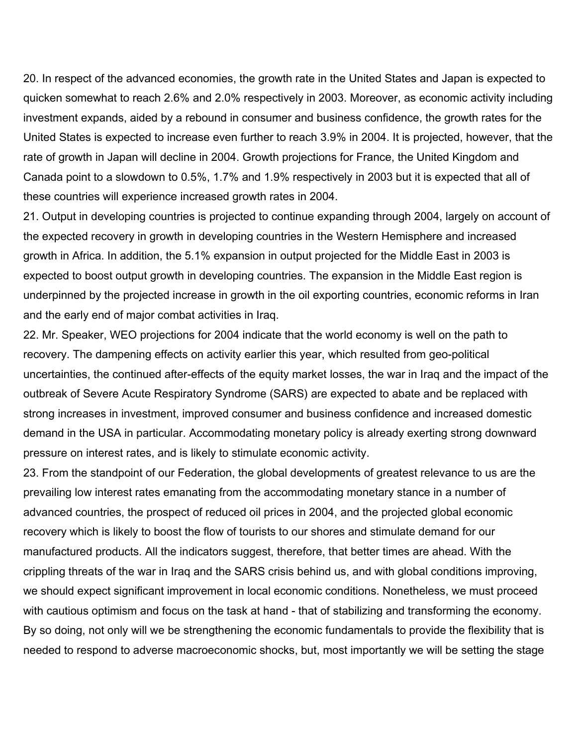20. In respect of the advanced economies, the growth rate in the United States and Japan is expected to quicken somewhat to reach 2.6% and 2.0% respectively in 2003. Moreover, as economic activity including investment expands, aided by a rebound in consumer and business confidence, the growth rates for the United States is expected to increase even further to reach 3.9% in 2004. It is projected, however, that the rate of growth in Japan will decline in 2004. Growth projections for France, the United Kingdom and Canada point to a slowdown to 0.5%, 1.7% and 1.9% respectively in 2003 but it is expected that all of these countries will experience increased growth rates in 2004.

21. Output in developing countries is projected to continue expanding through 2004, largely on account of the expected recovery in growth in developing countries in the Western Hemisphere and increased growth in Africa. In addition, the 5.1% expansion in output projected for the Middle East in 2003 is expected to boost output growth in developing countries. The expansion in the Middle East region is underpinned by the projected increase in growth in the oil exporting countries, economic reforms in Iran and the early end of major combat activities in Iraq.

22. Mr. Speaker, WEO projections for 2004 indicate that the world economy is well on the path to recovery. The dampening effects on activity earlier this year, which resulted from geo-political uncertainties, the continued after-effects of the equity market losses, the war in Iraq and the impact of the outbreak of Severe Acute Respiratory Syndrome (SARS) are expected to abate and be replaced with strong increases in investment, improved consumer and business confidence and increased domestic demand in the USA in particular. Accommodating monetary policy is already exerting strong downward pressure on interest rates, and is likely to stimulate economic activity.

23. From the standpoint of our Federation, the global developments of greatest relevance to us are the prevailing low interest rates emanating from the accommodating monetary stance in a number of advanced countries, the prospect of reduced oil prices in 2004, and the projected global economic recovery which is likely to boost the flow of tourists to our shores and stimulate demand for our manufactured products. All the indicators suggest, therefore, that better times are ahead. With the crippling threats of the war in Iraq and the SARS crisis behind us, and with global conditions improving, we should expect significant improvement in local economic conditions. Nonetheless, we must proceed with cautious optimism and focus on the task at hand - that of stabilizing and transforming the economy. By so doing, not only will we be strengthening the economic fundamentals to provide the flexibility that is needed to respond to adverse macroeconomic shocks, but, most importantly we will be setting the stage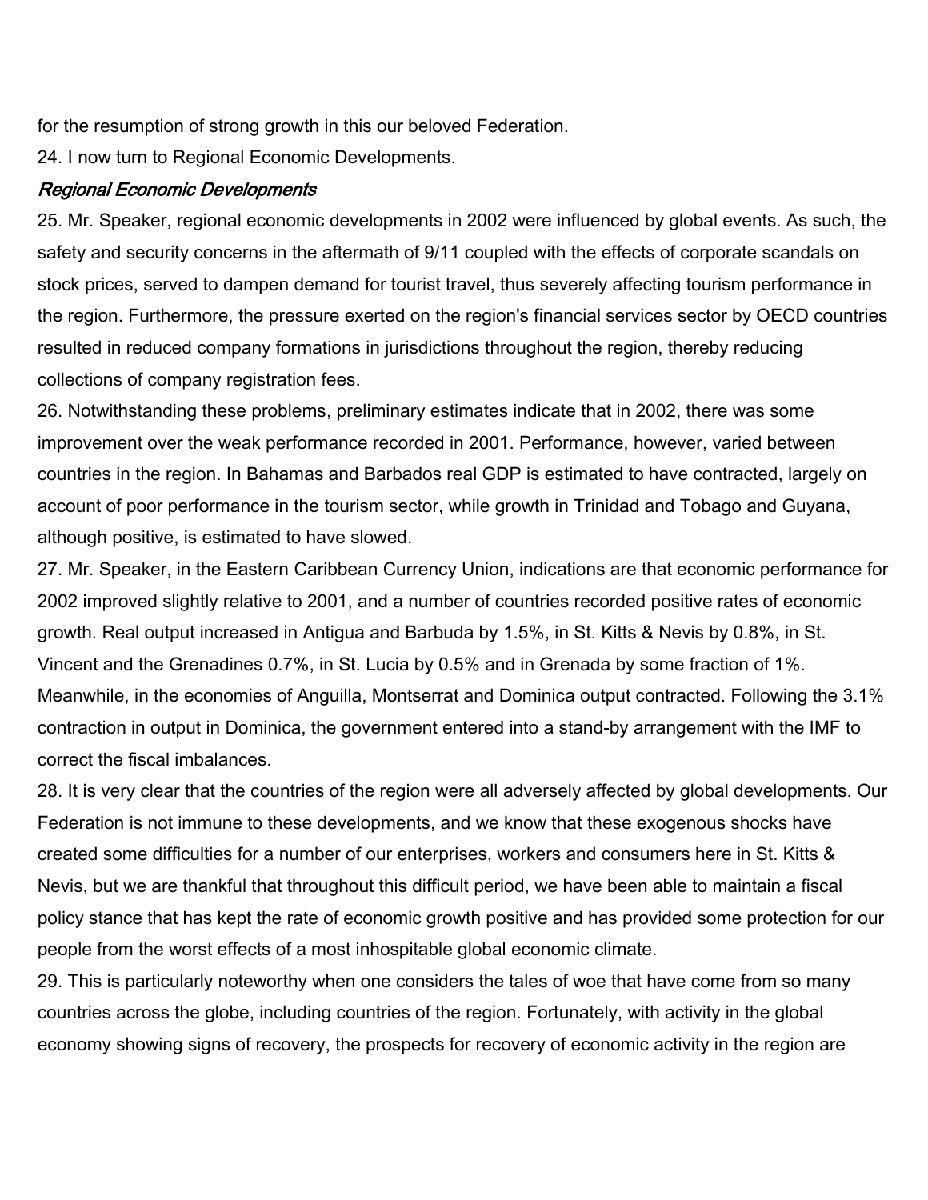for the resumption of strong growth in this our beloved Federation.

24. I now turn to Regional Economic Developments.

### *Regional Economic Developments*

25. Mr. Speaker, regional economic developments in 2002 were influenced by global events. As such, the safety and security concerns in the aftermath of 9/11 coupled with the effects of corporate scandals on stock prices, served to dampen demand for tourist travel, thus severely affecting tourism performance in the region. Furthermore, the pressure exerted on the region's financial services sector by OECD countries resulted in reduced company formations in jurisdictions throughout the region, thereby reducing collections of company registration fees.

26. Notwithstanding these problems, preliminary estimates indicate that in 2002, there was some improvement over the weak performance recorded in 2001. Performance, however, varied between countries in the region. In Bahamas and Barbados real GDP is estimated to have contracted, largely on account of poor performance in the tourism sector, while growth in Trinidad and Tobago and Guyana, although positive, is estimated to have slowed.

27. Mr. Speaker, in the Eastern Caribbean Currency Union, indications are that economic performance for 2002 improved slightly relative to 2001, and a number of countries recorded positive rates of economic growth. Real output increased in Antigua and Barbuda by 1.5%, in St. Kitts & Nevis by 0.8%, in St. Vincent and the Grenadines 0.7%, in St. Lucia by 0.5% and in Grenada by some fraction of 1%. Meanwhile, in the economies of Anguilla, Montserrat and Dominica output contracted. Following the 3.1% contraction in output in Dominica, the government entered into a stand-by arrangement with the IMF to correct the fiscal imbalances.

28. It is very clear that the countries of the region were all adversely affected by global developments. Our Federation is not immune to these developments, and we know that these exogenous shocks have created some difficulties for a number of our enterprises, workers and consumers here in St. Kitts & Nevis, but we are thankful that throughout this difficult period, we have been able to maintain a fiscal policy stance that has kept the rate of economic growth positive and has provided some protection for our people from the worst effects of a most inhospitable global economic climate.

29. This is particularly noteworthy when one considers the tales of woe that have come from so many countries across the globe, including countries of the region. Fortunately, with activity in the global economy showing signs of recovery, the prospects for recovery of economic activity in the region are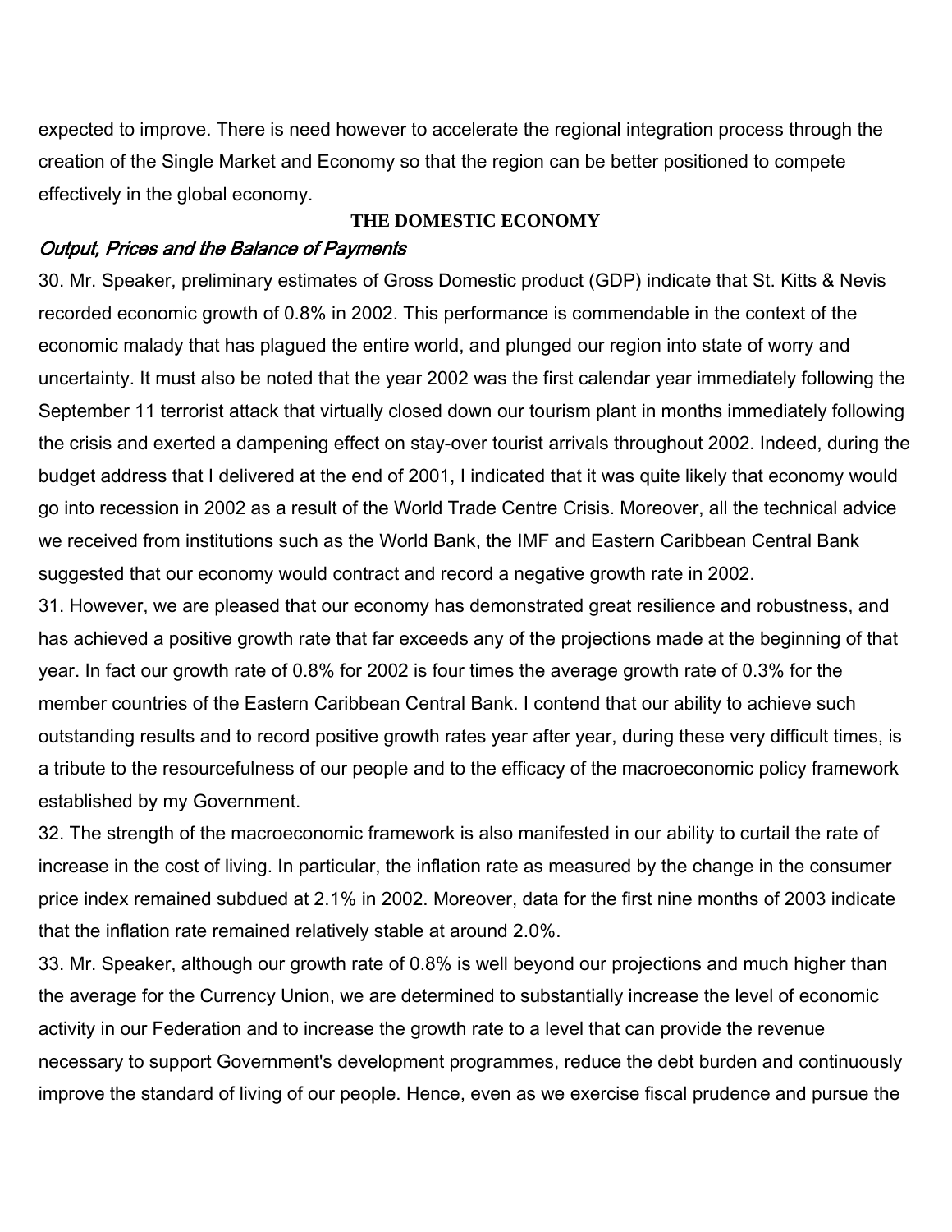expected to improve. There is need however to accelerate the regional integration process through the creation of the Single Market and Economy so that the region can be better positioned to compete effectively in the global economy.

## THE DOMESTIC ECONOMY

### *Output, Prices and the Balance of Payments*

30. Mr. Speaker, preliminary estimates of Gross Domestic product (GDP) indicate that St. Kitts & Nevis recorded economic growth of 0.8% in 2002. This performance is commendable in the context of the economic malady that has plagued the entire world, and plunged our region into state of worry and uncertainty. It must also be noted that the year 2002 was the first calendar year immediately following the September 11 terrorist attack that virtually closed down our tourism plant in months immediately following the crisis and exerted a dampening effect on stay-over tourist arrivals throughout 2002. Indeed, during the budget address that I delivered at the end of 2001, I indicated that it was quite likely that economy would go into recession in 2002 as a result of the World Trade Centre Crisis. Moreover, all the technical advice we received from institutions such as the World Bank, the IMF and Eastern Caribbean Central Bank suggested that our economy would contract and record a negative growth rate in 2002.

31. However, we are pleased that our economy has demonstrated great resilience and robustness, and has achieved a positive growth rate that far exceeds any of the projections made at the beginning of that year. In fact our growth rate of 0.8% for 2002 is four times the average growth rate of 0.3% for the member countries of the Eastern Caribbean Central Bank. I contend that our ability to achieve such outstanding results and to record positive growth rates year after year, during these very difficult times, is a tribute to the resourcefulness of our people and to the efficacy of the macroeconomic policy framework established by my Government.

32. The strength of the macroeconomic framework is also manifested in our ability to curtail the rate of increase in the cost of living. In particular, the inflation rate as measured by the change in the consumer price index remained subdued at 2.1% in 2002. Moreover, data for the first nine months of 2003 indicate that the inflation rate remained relatively stable at around 2.0%.

33. Mr. Speaker, although our growth rate of 0.8% is well beyond our projections and much higher than the average for the Currency Union, we are determined to substantially increase the level of economic activity in our Federation and to increase the growth rate to a level that can provide the revenue necessary to support Government's development programmes, reduce the debt burden and continuously improve the standard of living of our people. Hence, even as we exercise fiscal prudence and pursue the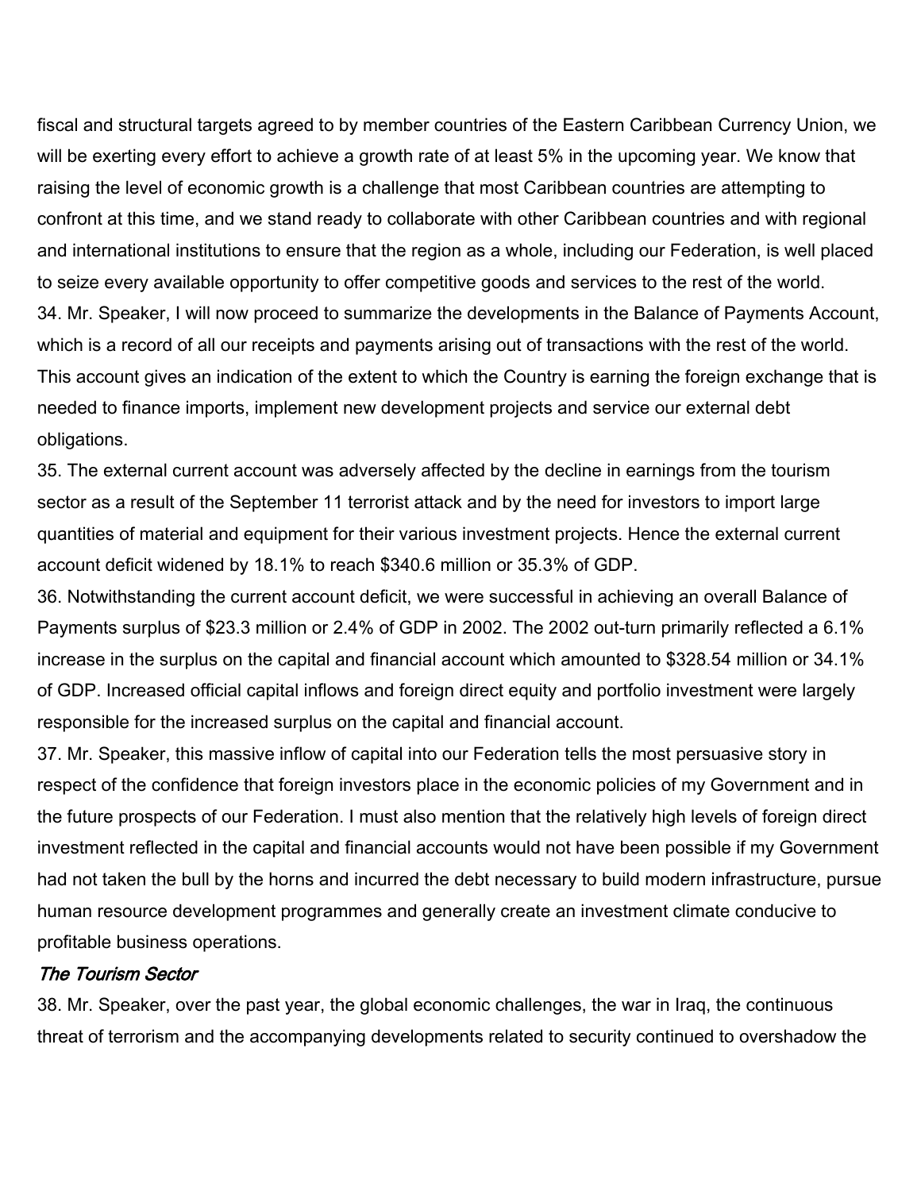fiscal and structural targets agreed to by member countries of the Eastern Caribbean Currency Union, we will be exerting every effort to achieve a growth rate of at least 5% in the upcoming year. We know that raising the level of economic growth is a challenge that most Caribbean countries are attempting to confront at this time, and we stand ready to collaborate with other Caribbean countries and with regional and international institutions to ensure that the region as a whole, including our Federation, is well placed to seize every available opportunity to offer competitive goods and services to the rest of the world.

34. Mr. Speaker, I will now proceed to summarize the developments in the Balance of Payments Account, which is a record of all our receipts and payments arising out of transactions with the rest of the world. This account gives an indication of the extent to which the Country is earning the foreign exchange that is needed to finance imports, implement new development projects and service our external debt obligations.

35. The external current account was adversely affected by the decline in earnings from the tourism sector as a result of the September 11 terrorist attack and by the need for investors to import large quantities of material and equipment for their various investment projects. Hence the external current account deficit widened by 18.1% to reach $340.6 million or 35.3% of GDP.

36. Notwithstanding the current account deficit, we were successful in achieving an overall Balance of Payments surplus of $23.3 million or 2.4% of GDP in 2002. The 2002 out-turn primarily reflected a 6.1% increase in the surplus on the capital and financial account which amounted to $328.54 million or 34.1% of GDP. Increased official capital inflows and foreign direct equity and portfolio investment were largely responsible for the increased surplus on the capital and financial account.

37. Mr. Speaker, this massive inflow of capital into our Federation tells the most persuasive story in respect of the confidence that foreign investors place in the economic policies of my Government and in the future prospects of our Federation. I must also mention that the relatively high levels of foreign direct investment reflected in the capital and financial accounts would not have been possible if my Government had not taken the bull by the horns and incurred the debt necessary to build modern infrastructure, pursue human resource development programmes and generally create an investment climate conducive to profitable business operations.

### *The Tourism Sector*

38. Mr. Speaker, over the past year, the global economic challenges, the war in Iraq, the continuous threat of terrorism and the accompanying developments related to security continued to overshadow the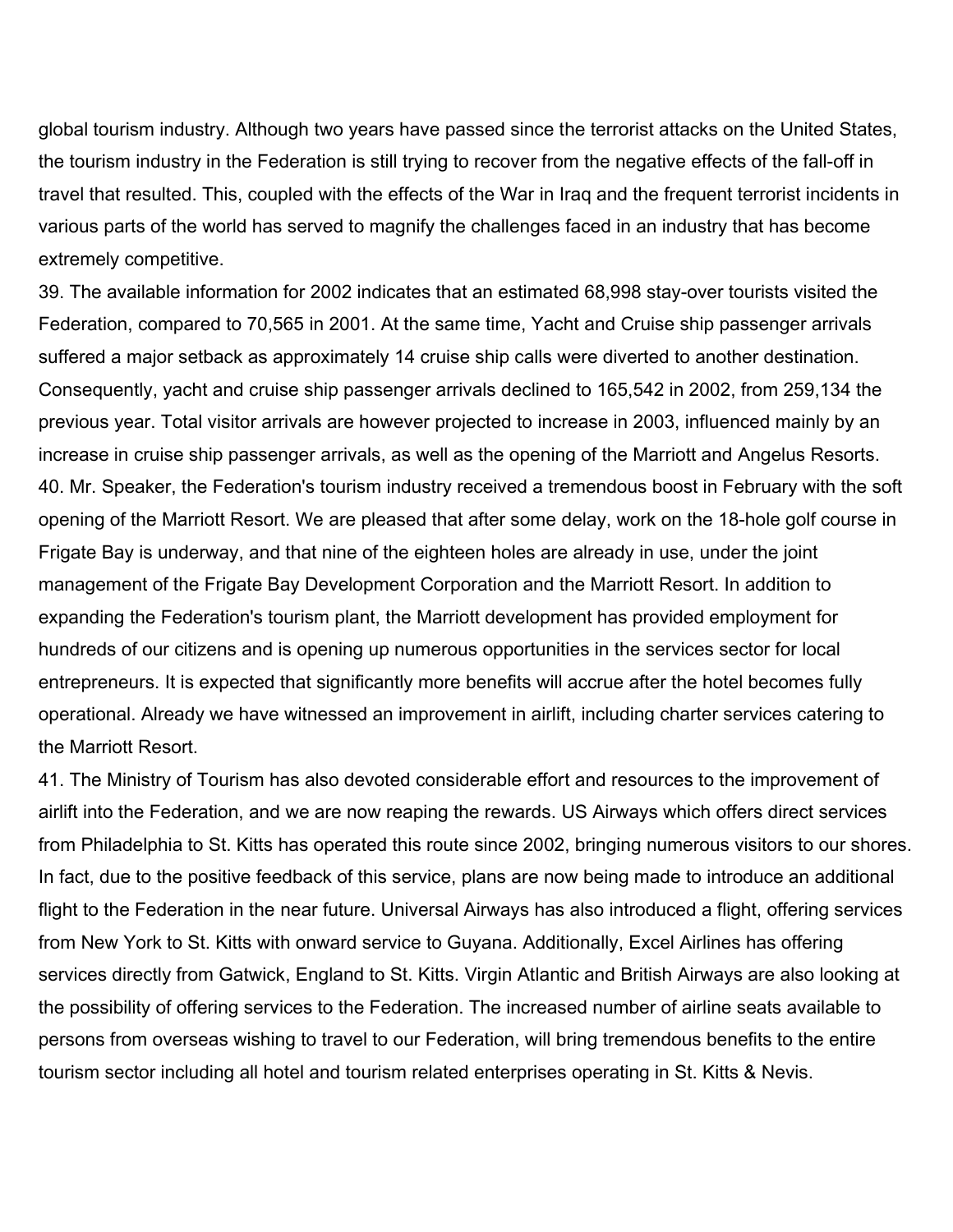global tourism industry. Although two years have passed since the terrorist attacks on the United States, the tourism industry in the Federation is still trying to recover from the negative effects of the fall-off in travel that resulted. This, coupled with the effects of the War in Iraq and the frequent terrorist incidents in various parts of the world has served to magnify the challenges faced in an industry that has become extremely competitive.

39. The available information for 2002 indicates that an estimated 68,998 stay-over tourists visited the Federation, compared to 70,565 in 2001. At the same time, Yacht and Cruise ship passenger arrivals suffered a major setback as approximately 14 cruise ship calls were diverted to another destination. Consequently, yacht and cruise ship passenger arrivals declined to 165,542 in 2002, from 259,134 the previous year. Total visitor arrivals are however projected to increase in 2003, influenced mainly by an increase in cruise ship passenger arrivals, as well as the opening of the Marriott and Angelus Resorts.

40. Mr. Speaker, the Federation's tourism industry received a tremendous boost in February with the soft opening of the Marriott Resort. We are pleased that after some delay, work on the 18-hole golf course in Frigate Bay is underway, and that nine of the eighteen holes are already in use, under the joint management of the Frigate Bay Development Corporation and the Marriott Resort. In addition to expanding the Federation's tourism plant, the Marriott development has provided employment for hundreds of our citizens and is opening up numerous opportunities in the services sector for local entrepreneurs. It is expected that significantly more benefits will accrue after the hotel becomes fully operational. Already we have witnessed an improvement in airlift, including charter services catering to the Marriott Resort.

41. The Ministry of Tourism has also devoted considerable effort and resources to the improvement of airlift into the Federation, and we are now reaping the rewards. US Airways which offers direct services from Philadelphia to St. Kitts has operated this route since 2002, bringing numerous visitors to our shores. In fact, due to the positive feedback of this service, plans are now being made to introduce an additional flight to the Federation in the near future. Universal Airways has also introduced a flight, offering services from New York to St. Kitts with onward service to Guyana. Additionally, Excel Airlines has offering services directly from Gatwick, England to St. Kitts. Virgin Atlantic and British Airways are also looking at the possibility of offering services to the Federation. The increased number of airline seats available to persons from overseas wishing to travel to our Federation, will bring tremendous benefits to the entire tourism sector including all hotel and tourism related enterprises operating in St. Kitts & Nevis.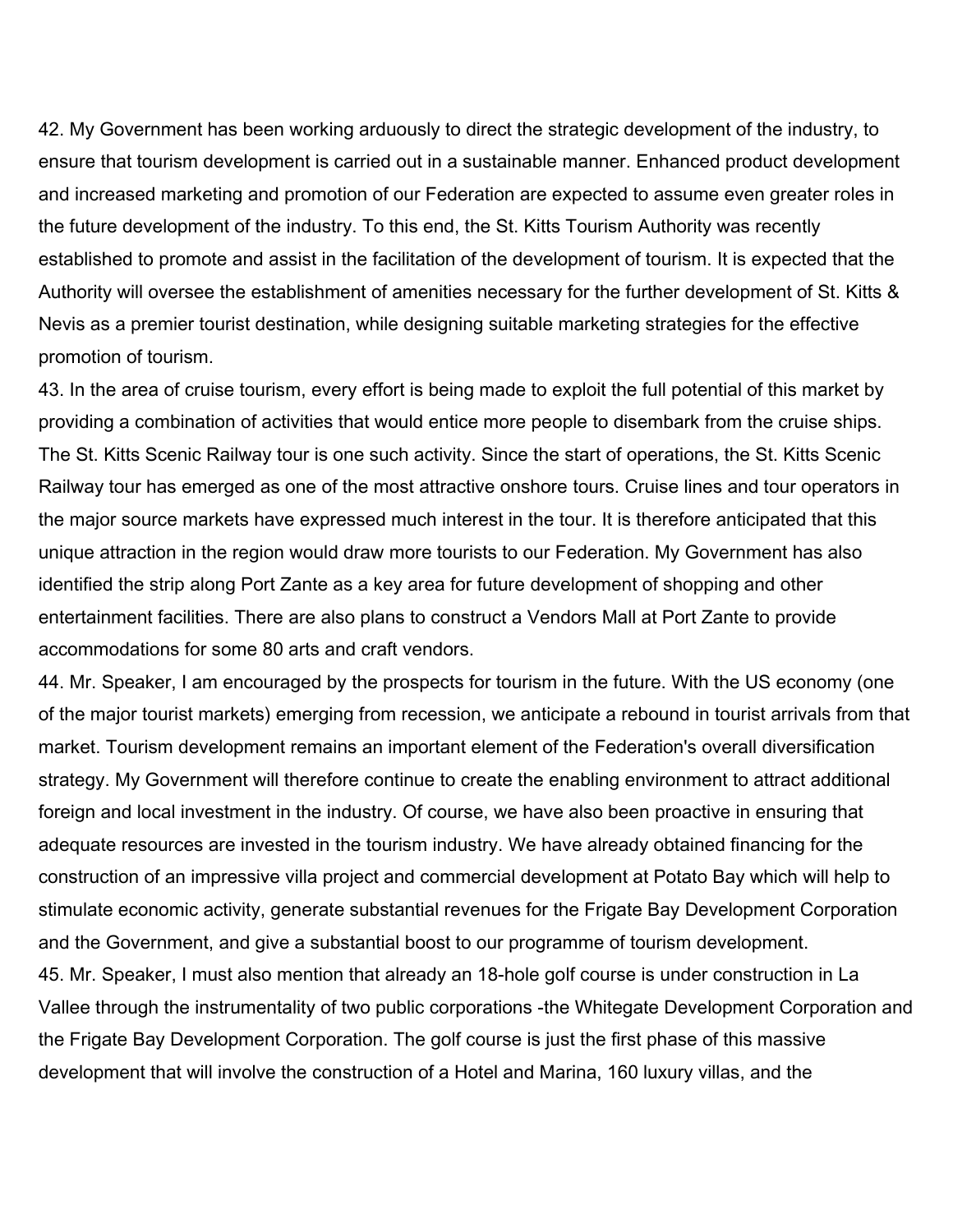42. My Government has been working arduously to direct the strategic development of the industry, to ensure that tourism development is carried out in a sustainable manner. Enhanced product development and increased marketing and promotion of our Federation are expected to assume even greater roles in the future development of the industry. To this end, the St. Kitts Tourism Authority was recently established to promote and assist in the facilitation of the development of tourism. It is expected that the Authority will oversee the establishment of amenities necessary for the further development of St. Kitts & Nevis as a premier tourist destination, while designing suitable marketing strategies for the effective promotion of tourism.

43. In the area of cruise tourism, every effort is being made to exploit the full potential of this market by providing a combination of activities that would entice more people to disembark from the cruise ships. The St. Kitts Scenic Railway tour is one such activity. Since the start of operations, the St. Kitts Scenic Railway tour has emerged as one of the most attractive onshore tours. Cruise lines and tour operators in the major source markets have expressed much interest in the tour. It is therefore anticipated that this unique attraction in the region would draw more tourists to our Federation. My Government has also identified the strip along Port Zante as a key area for future development of shopping and other entertainment facilities. There are also plans to construct a Vendors Mall at Port Zante to provide accommodations for some 80 arts and craft vendors.

44. Mr. Speaker, I am encouraged by the prospects for tourism in the future. With the US economy (one of the major tourist markets) emerging from recession, we anticipate a rebound in tourist arrivals from that market. Tourism development remains an important element of the Federation's overall diversification strategy. My Government will therefore continue to create the enabling environment to attract additional foreign and local investment in the industry. Of course, we have also been proactive in ensuring that adequate resources are invested in the tourism industry. We have already obtained financing for the construction of an impressive villa project and commercial development at Potato Bay which will help to stimulate economic activity, generate substantial revenues for the Frigate Bay Development Corporation and the Government, and give a substantial boost to our programme of tourism development.

45. Mr. Speaker, I must also mention that already an 18-hole golf course is under construction in La Vallee through the instrumentality of two public corporations -the Whitegate Development Corporation and the Frigate Bay Development Corporation. The golf course is just the first phase of this massive development that will involve the construction of a Hotel and Marina, 160 luxury villas, and the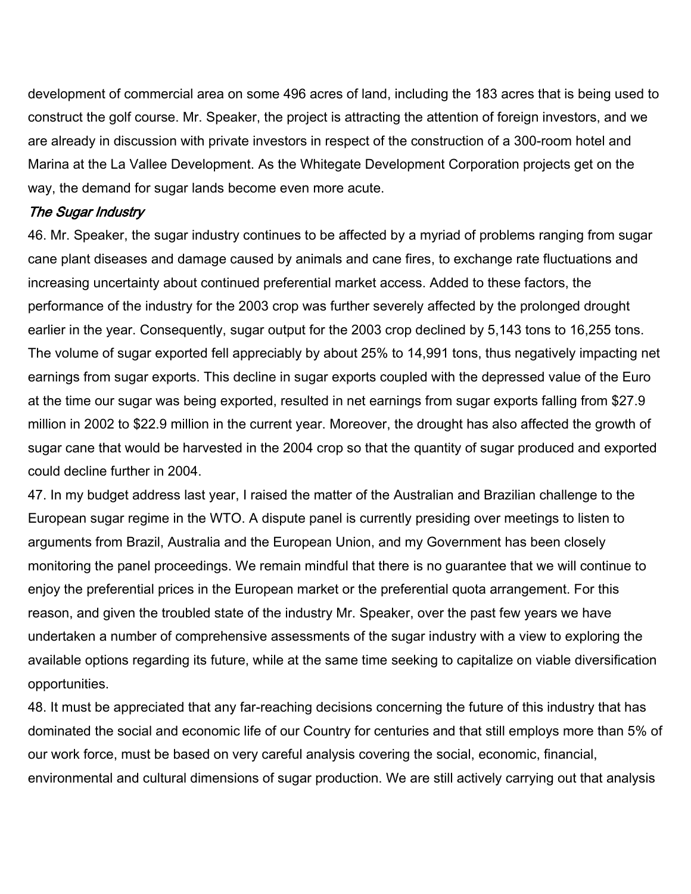development of commercial area on some 496 acres of land, including the 183 acres that is being used to construct the golf course. Mr. Speaker, the project is attracting the attention of foreign investors, and we are already in discussion with private investors in respect of the construction of a 300-room hotel and Marina at the La Vallee Development. As the Whitegate Development Corporation projects get on the way, the demand for sugar lands become even more acute.

### *The Sugar Industry*

46. Mr. Speaker, the sugar industry continues to be affected by a myriad of problems ranging from sugar cane plant diseases and damage caused by animals and cane fires, to exchange rate fluctuations and increasing uncertainty about continued preferential market access. Added to these factors, the performance of the industry for the 2003 crop was further severely affected by the prolonged drought earlier in the year. Consequently, sugar output for the 2003 crop declined by 5,143 tons to 16,255 tons. The volume of sugar exported fell appreciably by about 25% to 14,991 tons, thus negatively impacting net earnings from sugar exports. This decline in sugar exports coupled with the depressed value of the Euro at the time our sugar was being exported, resulted in net earnings from sugar exports falling from $27.9 million in 2002 to $22.9 million in the current year. Moreover, the drought has also affected the growth of sugar cane that would be harvested in the 2004 crop so that the quantity of sugar produced and exported could decline further in 2004.

47. In my budget address last year, I raised the matter of the Australian and Brazilian challenge to the European sugar regime in the WTO. A dispute panel is currently presiding over meetings to listen to arguments from Brazil, Australia and the European Union, and my Government has been closely monitoring the panel proceedings. We remain mindful that there is no guarantee that we will continue to enjoy the preferential prices in the European market or the preferential quota arrangement. For this reason, and given the troubled state of the industry Mr. Speaker, over the past few years we have undertaken a number of comprehensive assessments of the sugar industry with a view to exploring the available options regarding its future, while at the same time seeking to capitalize on viable diversification opportunities.

48. It must be appreciated that any far-reaching decisions concerning the future of this industry that has dominated the social and economic life of our Country for centuries and that still employs more than 5% of our work force, must be based on very careful analysis covering the social, economic, financial, environmental and cultural dimensions of sugar production. We are still actively carrying out that analysis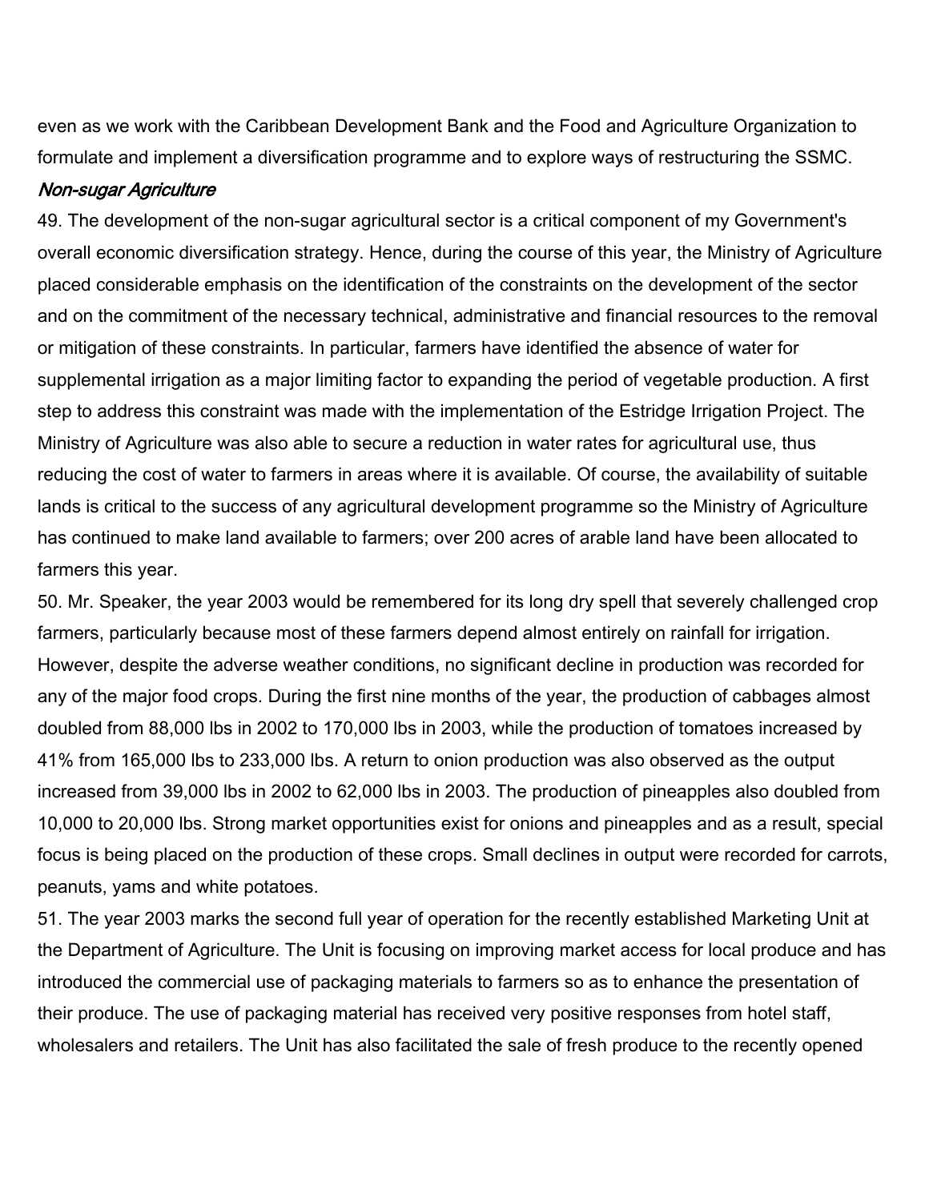even as we work with the Caribbean Development Bank and the Food and Agriculture Organization to formulate and implement a diversification programme and to explore ways of restructuring the SSMC.

***Non-sugar Agriculture***

49. The development of the non-sugar agricultural sector is a critical component of my Government's overall economic diversification strategy. Hence, during the course of this year, the Ministry of Agriculture placed considerable emphasis on the identification of the constraints on the development of the sector and on the commitment of the necessary technical, administrative and financial resources to the removal or mitigation of these constraints. In particular, farmers have identified the absence of water for supplemental irrigation as a major limiting factor to expanding the period of vegetable production. A first step to address this constraint was made with the implementation of the Estridge Irrigation Project. The Ministry of Agriculture was also able to secure a reduction in water rates for agricultural use, thus reducing the cost of water to farmers in areas where it is available. Of course, the availability of suitable lands is critical to the success of any agricultural development programme so the Ministry of Agriculture has continued to make land available to farmers; over 200 acres of arable land have been allocated to farmers this year.

50. Mr. Speaker, the year 2003 would be remembered for its long dry spell that severely challenged crop farmers, particularly because most of these farmers depend almost entirely on rainfall for irrigation. However, despite the adverse weather conditions, no significant decline in production was recorded for any of the major food crops. During the first nine months of the year, the production of cabbages almost doubled from 88,000 lbs in 2002 to 170,000 lbs in 2003, while the production of tomatoes increased by 41% from 165,000 lbs to 233,000 lbs. A return to onion production was also observed as the output increased from 39,000 lbs in 2002 to 62,000 lbs in 2003. The production of pineapples also doubled from 10,000 to 20,000 lbs. Strong market opportunities exist for onions and pineapples and as a result, special focus is being placed on the production of these crops. Small declines in output were recorded for carrots, peanuts, yams and white potatoes.

51. The year 2003 marks the second full year of operation for the recently established Marketing Unit at the Department of Agriculture. The Unit is focusing on improving market access for local produce and has introduced the commercial use of packaging materials to farmers so as to enhance the presentation of their produce. The use of packaging material has received very positive responses from hotel staff, wholesalers and retailers. The Unit has also facilitated the sale of fresh produce to the recently opened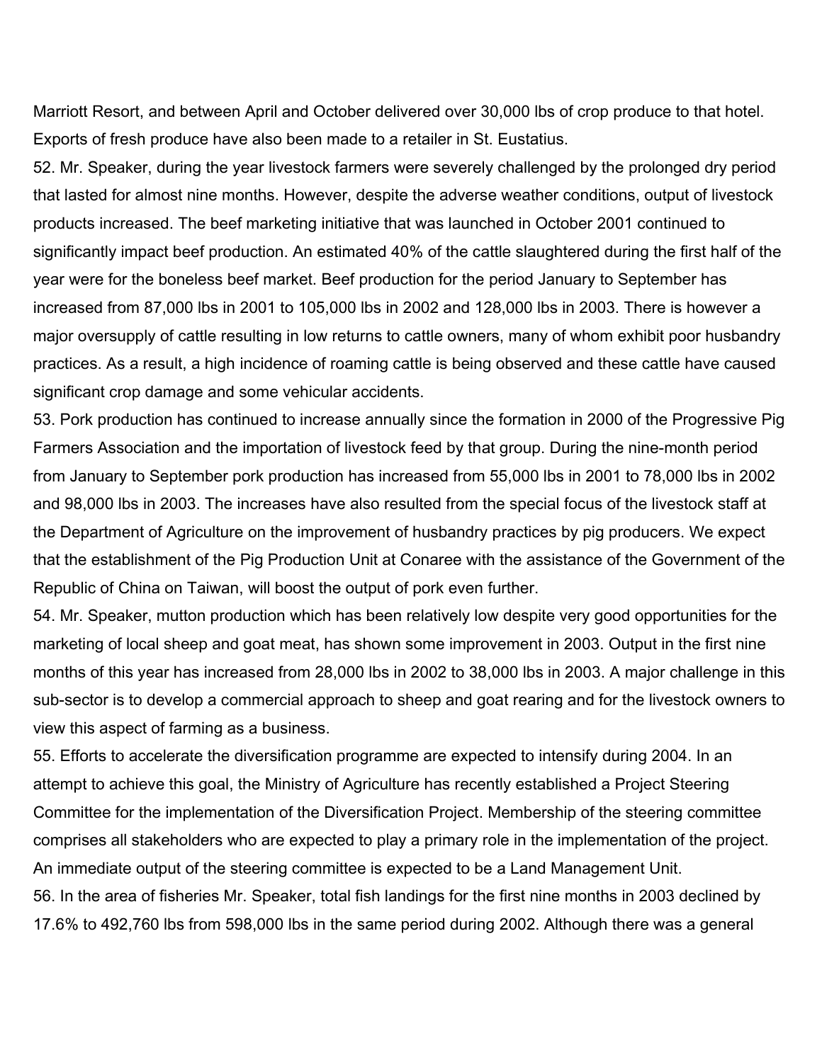Marriott Resort, and between April and October delivered over 30,000 lbs of crop produce to that hotel. Exports of fresh produce have also been made to a retailer in St. Eustatius.

52. Mr. Speaker, during the year livestock farmers were severely challenged by the prolonged dry period that lasted for almost nine months. However, despite the adverse weather conditions, output of livestock products increased. The beef marketing initiative that was launched in October 2001 continued to significantly impact beef production. An estimated 40% of the cattle slaughtered during the first half of the year were for the boneless beef market. Beef production for the period January to September has increased from 87,000 lbs in 2001 to 105,000 lbs in 2002 and 128,000 lbs in 2003. There is however a major oversupply of cattle resulting in low returns to cattle owners, many of whom exhibit poor husbandry practices. As a result, a high incidence of roaming cattle is being observed and these cattle have caused significant crop damage and some vehicular accidents.

53. Pork production has continued to increase annually since the formation in 2000 of the Progressive Pig Farmers Association and the importation of livestock feed by that group. During the nine-month period from January to September pork production has increased from 55,000 lbs in 2001 to 78,000 lbs in 2002 and 98,000 lbs in 2003. The increases have also resulted from the special focus of the livestock staff at the Department of Agriculture on the improvement of husbandry practices by pig producers. We expect that the establishment of the Pig Production Unit at Conaree with the assistance of the Government of the Republic of China on Taiwan, will boost the output of pork even further.

54. Mr. Speaker, mutton production which has been relatively low despite very good opportunities for the marketing of local sheep and goat meat, has shown some improvement in 2003. Output in the first nine months of this year has increased from 28,000 lbs in 2002 to 38,000 lbs in 2003. A major challenge in this sub-sector is to develop a commercial approach to sheep and goat rearing and for the livestock owners to view this aspect of farming as a business.

55. Efforts to accelerate the diversification programme are expected to intensify during 2004. In an attempt to achieve this goal, the Ministry of Agriculture has recently established a Project Steering Committee for the implementation of the Diversification Project. Membership of the steering committee comprises all stakeholders who are expected to play a primary role in the implementation of the project. An immediate output of the steering committee is expected to be a Land Management Unit.

56. In the area of fisheries Mr. Speaker, total fish landings for the first nine months in 2003 declined by 17.6% to 492,760 lbs from 598,000 lbs in the same period during 2002. Although there was a general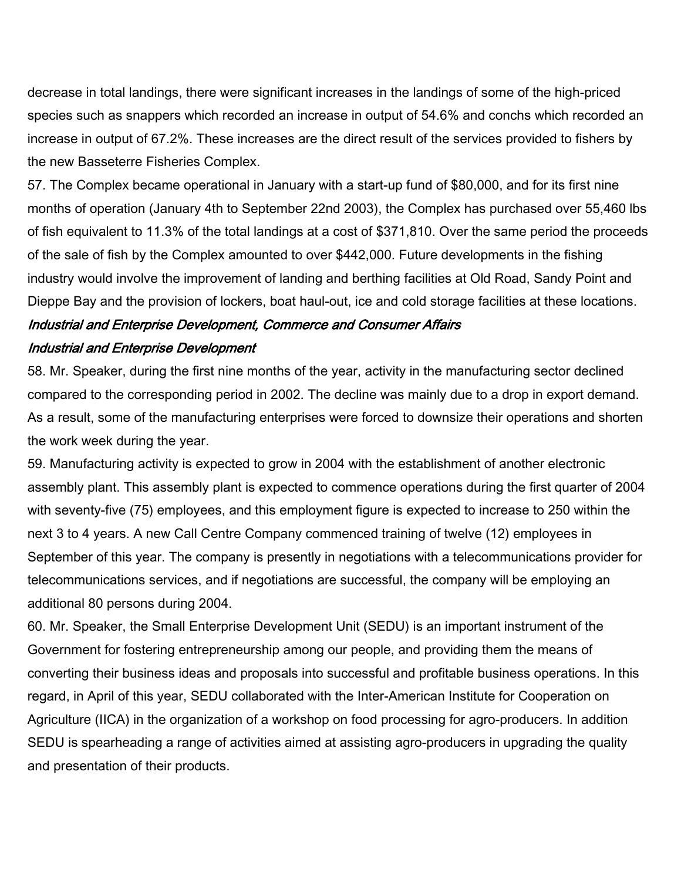decrease in total landings, there were significant increases in the landings of some of the high-priced species such as snappers which recorded an increase in output of 54.6% and conchs which recorded an increase in output of 67.2%. These increases are the direct result of the services provided to fishers by the new Basseterre Fisheries Complex.

57. The Complex became operational in January with a start-up fund of $80,000, and for its first nine months of operation (January 4th to September 22nd 2003), the Complex has purchased over 55,460 lbs of fish equivalent to 11.3% of the total landings at a cost of $371,810. Over the same period the proceeds of the sale of fish by the Complex amounted to over $442,000. Future developments in the fishing industry would involve the improvement of landing and berthing facilities at Old Road, Sandy Point and Dieppe Bay and the provision of lockers, boat haul-out, ice and cold storage facilities at these locations.

*Industrial and Enterprise Development, Commerce and Consumer Affairs*

*Industrial and Enterprise Development*

58. Mr. Speaker, during the first nine months of the year, activity in the manufacturing sector declined compared to the corresponding period in 2002. The decline was mainly due to a drop in export demand. As a result, some of the manufacturing enterprises were forced to downsize their operations and shorten the work week during the year.

59. Manufacturing activity is expected to grow in 2004 with the establishment of another electronic assembly plant. This assembly plant is expected to commence operations during the first quarter of 2004 with seventy-five (75) employees, and this employment figure is expected to increase to 250 within the next 3 to 4 years. A new Call Centre Company commenced training of twelve (12) employees in September of this year. The company is presently in negotiations with a telecommunications provider for telecommunications services, and if negotiations are successful, the company will be employing an additional 80 persons during 2004.

60. Mr. Speaker, the Small Enterprise Development Unit (SEDU) is an important instrument of the Government for fostering entrepreneurship among our people, and providing them the means of converting their business ideas and proposals into successful and profitable business operations. In this regard, in April of this year, SEDU collaborated with the Inter-American Institute for Cooperation on Agriculture (IICA) in the organization of a workshop on food processing for agro-producers. In addition SEDU is spearheading a range of activities aimed at assisting agro-producers in upgrading the quality and presentation of their products.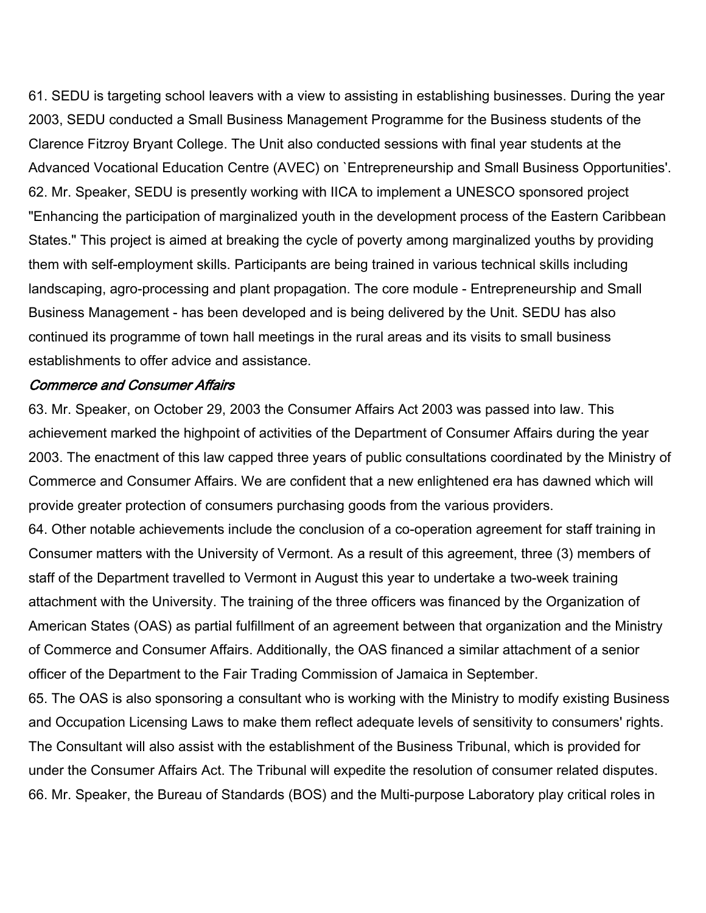61. SEDU is targeting school leavers with a view to assisting in establishing businesses. During the year 2003, SEDU conducted a Small Business Management Programme for the Business students of the Clarence Fitzroy Bryant College. The Unit also conducted sessions with final year students at the Advanced Vocational Education Centre (AVEC) on `Entrepreneurship and Small Business Opportunities'.

62. Mr. Speaker, SEDU is presently working with IICA to implement a UNESCO sponsored project "Enhancing the participation of marginalized youth in the development process of the Eastern Caribbean States." This project is aimed at breaking the cycle of poverty among marginalized youths by providing them with self-employment skills. Participants are being trained in various technical skills including landscaping, agro-processing and plant propagation. The core module - Entrepreneurship and Small Business Management - has been developed and is being delivered by the Unit. SEDU has also continued its programme of town hall meetings in the rural areas and its visits to small business establishments to offer advice and assistance.

*Commerce and Consumer Affairs*

63. Mr. Speaker, on October 29, 2003 the Consumer Affairs Act 2003 was passed into law. This achievement marked the highpoint of activities of the Department of Consumer Affairs during the year 2003. The enactment of this law capped three years of public consultations coordinated by the Ministry of Commerce and Consumer Affairs. We are confident that a new enlightened era has dawned which will provide greater protection of consumers purchasing goods from the various providers.

64. Other notable achievements include the conclusion of a co-operation agreement for staff training in Consumer matters with the University of Vermont. As a result of this agreement, three (3) members of staff of the Department travelled to Vermont in August this year to undertake a two-week training attachment with the University. The training of the three officers was financed by the Organization of American States (OAS) as partial fulfillment of an agreement between that organization and the Ministry of Commerce and Consumer Affairs. Additionally, the OAS financed a similar attachment of a senior officer of the Department to the Fair Trading Commission of Jamaica in September.

65. The OAS is also sponsoring a consultant who is working with the Ministry to modify existing Business and Occupation Licensing Laws to make them reflect adequate levels of sensitivity to consumers' rights. The Consultant will also assist with the establishment of the Business Tribunal, which is provided for under the Consumer Affairs Act. The Tribunal will expedite the resolution of consumer related disputes.

66. Mr. Speaker, the Bureau of Standards (BOS) and the Multi-purpose Laboratory play critical roles in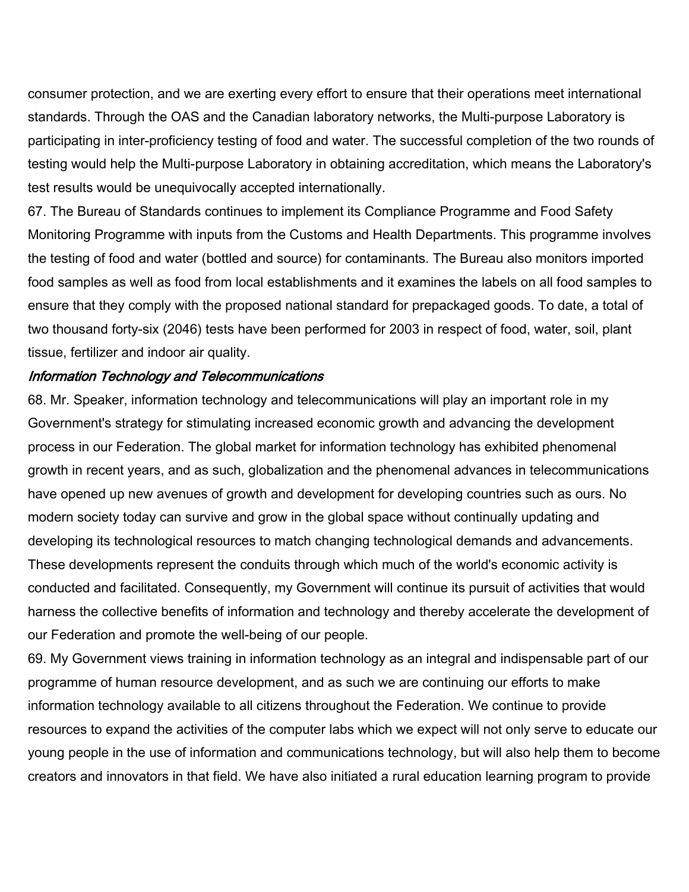consumer protection, and we are exerting every effort to ensure that their operations meet international standards. Through the OAS and the Canadian laboratory networks, the Multi-purpose Laboratory is participating in inter-proficiency testing of food and water. The successful completion of the two rounds of testing would help the Multi-purpose Laboratory in obtaining accreditation, which means the Laboratory's test results would be unequivocally accepted internationally.

67. The Bureau of Standards continues to implement its Compliance Programme and Food Safety Monitoring Programme with inputs from the Customs and Health Departments. This programme involves the testing of food and water (bottled and source) for contaminants. The Bureau also monitors imported food samples as well as food from local establishments and it examines the labels on all food samples to ensure that they comply with the proposed national standard for prepackaged goods. To date, a total of two thousand forty-six (2046) tests have been performed for 2003 in respect of food, water, soil, plant tissue, fertilizer and indoor air quality.

### *Information Technology and Telecommunications*

68. Mr. Speaker, information technology and telecommunications will play an important role in my Government's strategy for stimulating increased economic growth and advancing the development process in our Federation. The global market for information technology has exhibited phenomenal growth in recent years, and as such, globalization and the phenomenal advances in telecommunications have opened up new avenues of growth and development for developing countries such as ours. No modern society today can survive and grow in the global space without continually updating and developing its technological resources to match changing technological demands and advancements. These developments represent the conduits through which much of the world's economic activity is conducted and facilitated. Consequently, my Government will continue its pursuit of activities that would harness the collective benefits of information and technology and thereby accelerate the development of our Federation and promote the well-being of our people.

69. My Government views training in information technology as an integral and indispensable part of our programme of human resource development, and as such we are continuing our efforts to make information technology available to all citizens throughout the Federation. We continue to provide resources to expand the activities of the computer labs which we expect will not only serve to educate our young people in the use of information and communications technology, but will also help them to become creators and innovators in that field. We have also initiated a rural education learning program to provide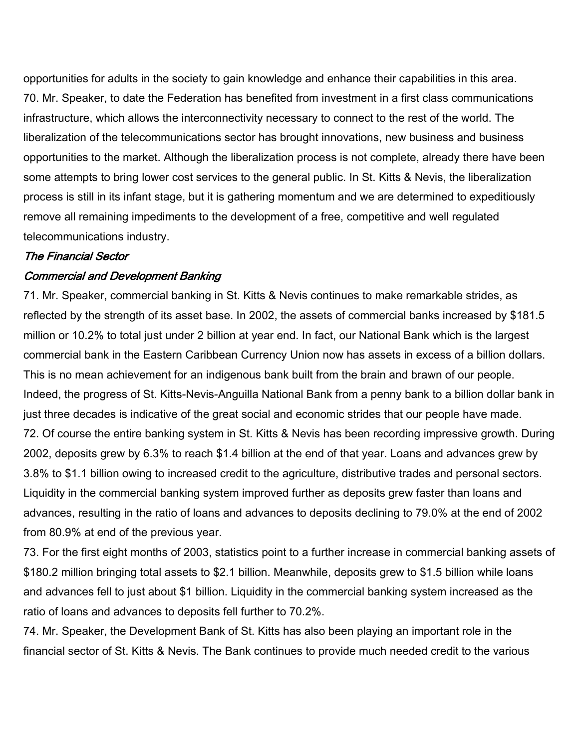opportunities for adults in the society to gain knowledge and enhance their capabilities in this area.

70. Mr. Speaker, to date the Federation has benefited from investment in a first class communications infrastructure, which allows the interconnectivity necessary to connect to the rest of the world. The liberalization of the telecommunications sector has brought innovations, new business and business opportunities to the market. Although the liberalization process is not complete, already there have been some attempts to bring lower cost services to the general public. In St. Kitts & Nevis, the liberalization process is still in its infant stage, but it is gathering momentum and we are determined to expeditiously remove all remaining impediments to the development of a free, competitive and well regulated telecommunications industry.

### *The Financial Sector*

#### *Commercial and Development Banking*

71. Mr. Speaker, commercial banking in St. Kitts & Nevis continues to make remarkable strides, as reflected by the strength of its asset base. In 2002, the assets of commercial banks increased by $181.5 million or 10.2% to total just under 2 billion at year end. In fact, our National Bank which is the largest commercial bank in the Eastern Caribbean Currency Union now has assets in excess of a billion dollars. This is no mean achievement for an indigenous bank built from the brain and brawn of our people. Indeed, the progress of St. Kitts-Nevis-Anguilla National Bank from a penny bank to a billion dollar bank in just three decades is indicative of the great social and economic strides that our people have made.

72. Of course the entire banking system in St. Kitts & Nevis has been recording impressive growth. During 2002, deposits grew by 6.3% to reach $1.4 billion at the end of that year. Loans and advances grew by 3.8% to $1.1 billion owing to increased credit to the agriculture, distributive trades and personal sectors. Liquidity in the commercial banking system improved further as deposits grew faster than loans and advances, resulting in the ratio of loans and advances to deposits declining to 79.0% at the end of 2002 from 80.9% at end of the previous year.

73. For the first eight months of 2003, statistics point to a further increase in commercial banking assets of $180.2 million bringing total assets to $2.1 billion. Meanwhile, deposits grew to $1.5 billion while loans and advances fell to just about $1 billion. Liquidity in the commercial banking system increased as the ratio of loans and advances to deposits fell further to 70.2%.

74. Mr. Speaker, the Development Bank of St. Kitts has also been playing an important role in the financial sector of St. Kitts & Nevis. The Bank continues to provide much needed credit to the various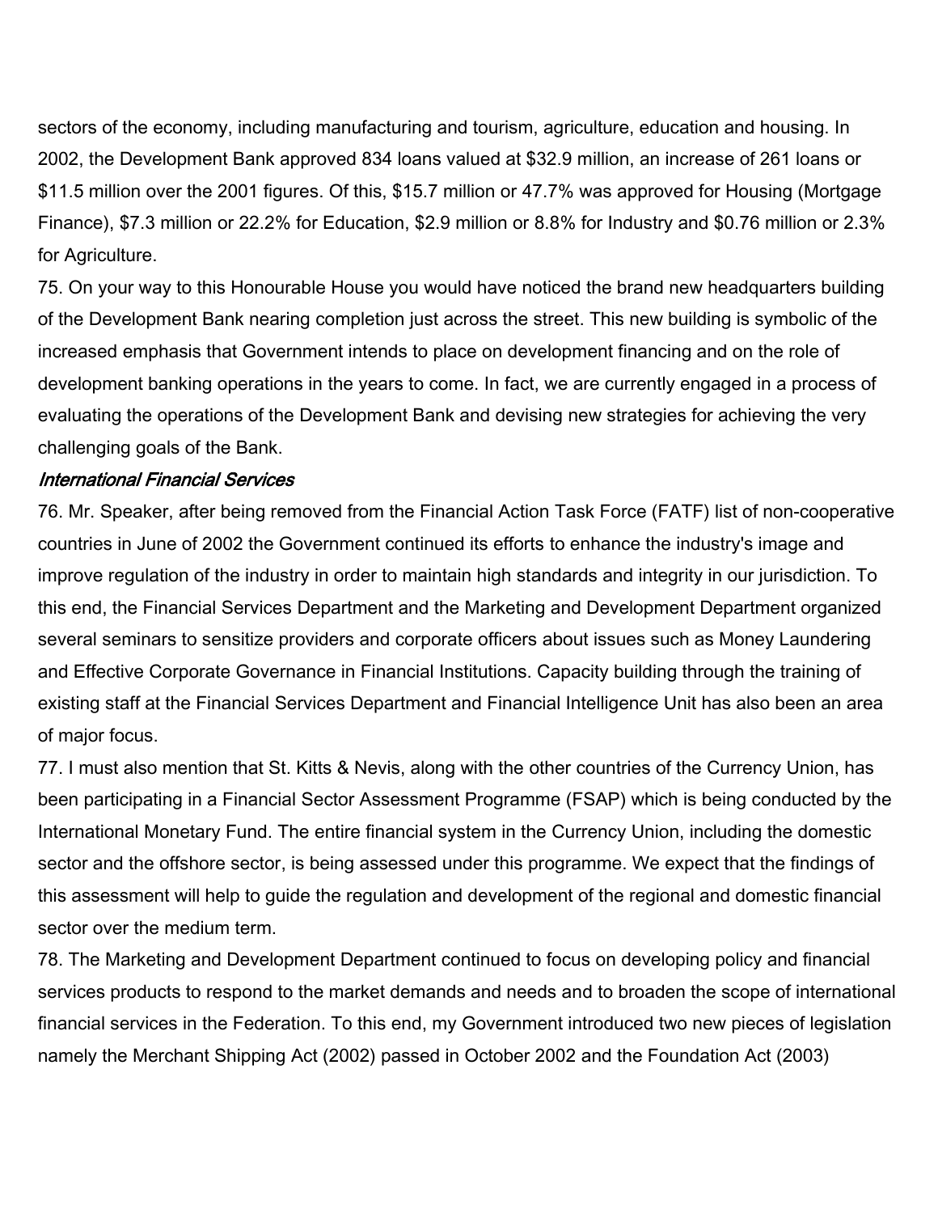sectors of the economy, including manufacturing and tourism, agriculture, education and housing. In 2002, the Development Bank approved 834 loans valued at $32.9 million, an increase of 261 loans or $11.5 million over the 2001 figures. Of this, $15.7 million or 47.7% was approved for Housing (Mortgage Finance), $7.3 million or 22.2% for Education, $2.9 million or 8.8% for Industry and $0.76 million or 2.3% for Agriculture.

75. On your way to this Honourable House you would have noticed the brand new headquarters building of the Development Bank nearing completion just across the street. This new building is symbolic of the increased emphasis that Government intends to place on development financing and on the role of development banking operations in the years to come. In fact, we are currently engaged in a process of evaluating the operations of the Development Bank and devising new strategies for achieving the very challenging goals of the Bank.

*International Financial Services*

76. Mr. Speaker, after being removed from the Financial Action Task Force (FATF) list of non-cooperative countries in June of 2002 the Government continued its efforts to enhance the industry's image and improve regulation of the industry in order to maintain high standards and integrity in our jurisdiction. To this end, the Financial Services Department and the Marketing and Development Department organized several seminars to sensitize providers and corporate officers about issues such as Money Laundering and Effective Corporate Governance in Financial Institutions. Capacity building through the training of existing staff at the Financial Services Department and Financial Intelligence Unit has also been an area of major focus.

77. I must also mention that St. Kitts & Nevis, along with the other countries of the Currency Union, has been participating in a Financial Sector Assessment Programme (FSAP) which is being conducted by the International Monetary Fund. The entire financial system in the Currency Union, including the domestic sector and the offshore sector, is being assessed under this programme. We expect that the findings of this assessment will help to guide the regulation and development of the regional and domestic financial sector over the medium term.

78. The Marketing and Development Department continued to focus on developing policy and financial services products to respond to the market demands and needs and to broaden the scope of international financial services in the Federation. To this end, my Government introduced two new pieces of legislation namely the Merchant Shipping Act (2002) passed in October 2002 and the Foundation Act (2003)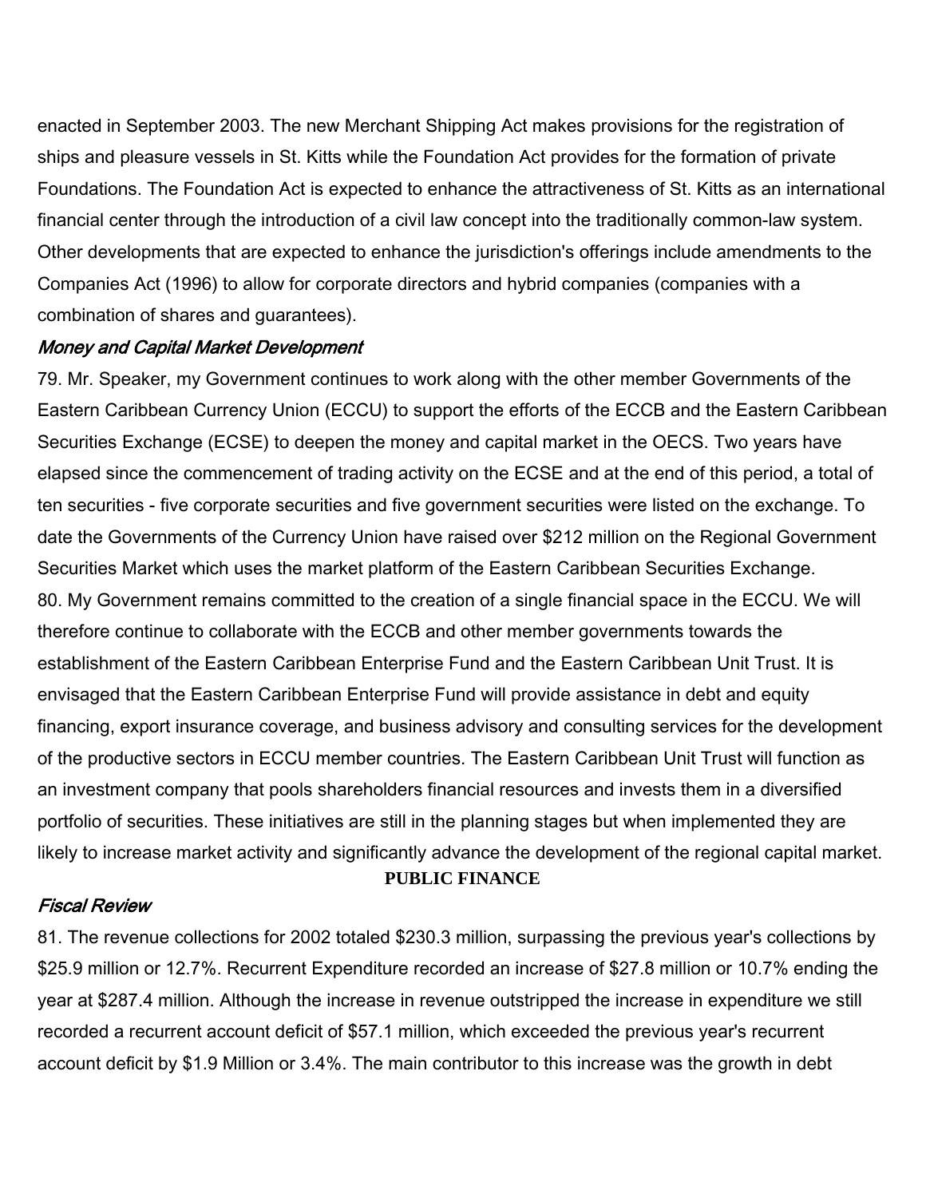enacted in September 2003. The new Merchant Shipping Act makes provisions for the registration of ships and pleasure vessels in St. Kitts while the Foundation Act provides for the formation of private Foundations. The Foundation Act is expected to enhance the attractiveness of St. Kitts as an international financial center through the introduction of a civil law concept into the traditionally common-law system. Other developments that are expected to enhance the jurisdiction's offerings include amendments to the Companies Act (1996) to allow for corporate directors and hybrid companies (companies with a combination of shares and guarantees).

*Money and Capital Market Development*

79. Mr. Speaker, my Government continues to work along with the other member Governments of the Eastern Caribbean Currency Union (ECCU) to support the efforts of the ECCB and the Eastern Caribbean Securities Exchange (ECSE) to deepen the money and capital market in the OECS. Two years have elapsed since the commencement of trading activity on the ECSE and at the end of this period, a total of ten securities - five corporate securities and five government securities were listed on the exchange. To date the Governments of the Currency Union have raised over $212 million on the Regional Government Securities Market which uses the market platform of the Eastern Caribbean Securities Exchange.

80. My Government remains committed to the creation of a single financial space in the ECCU. We will therefore continue to collaborate with the ECCB and other member governments towards the establishment of the Eastern Caribbean Enterprise Fund and the Eastern Caribbean Unit Trust. It is envisaged that the Eastern Caribbean Enterprise Fund will provide assistance in debt and equity financing, export insurance coverage, and business advisory and consulting services for the development of the productive sectors in ECCU member countries. The Eastern Caribbean Unit Trust will function as an investment company that pools shareholders financial resources and invests them in a diversified portfolio of securities. These initiatives are still in the planning stages but when implemented they are likely to increase market activity and significantly advance the development of the regional capital market.

## PUBLIC FINANCE

*Fiscal Review*

81. The revenue collections for 2002 totaled $230.3 million, surpassing the previous year's collections by $25.9 million or 12.7%. Recurrent Expenditure recorded an increase of $27.8 million or 10.7% ending the year at $287.4 million. Although the increase in revenue outstripped the increase in expenditure we still recorded a recurrent account deficit of $57.1 million, which exceeded the previous year's recurrent account deficit by $1.9 Million or 3.4%. The main contributor to this increase was the growth in debt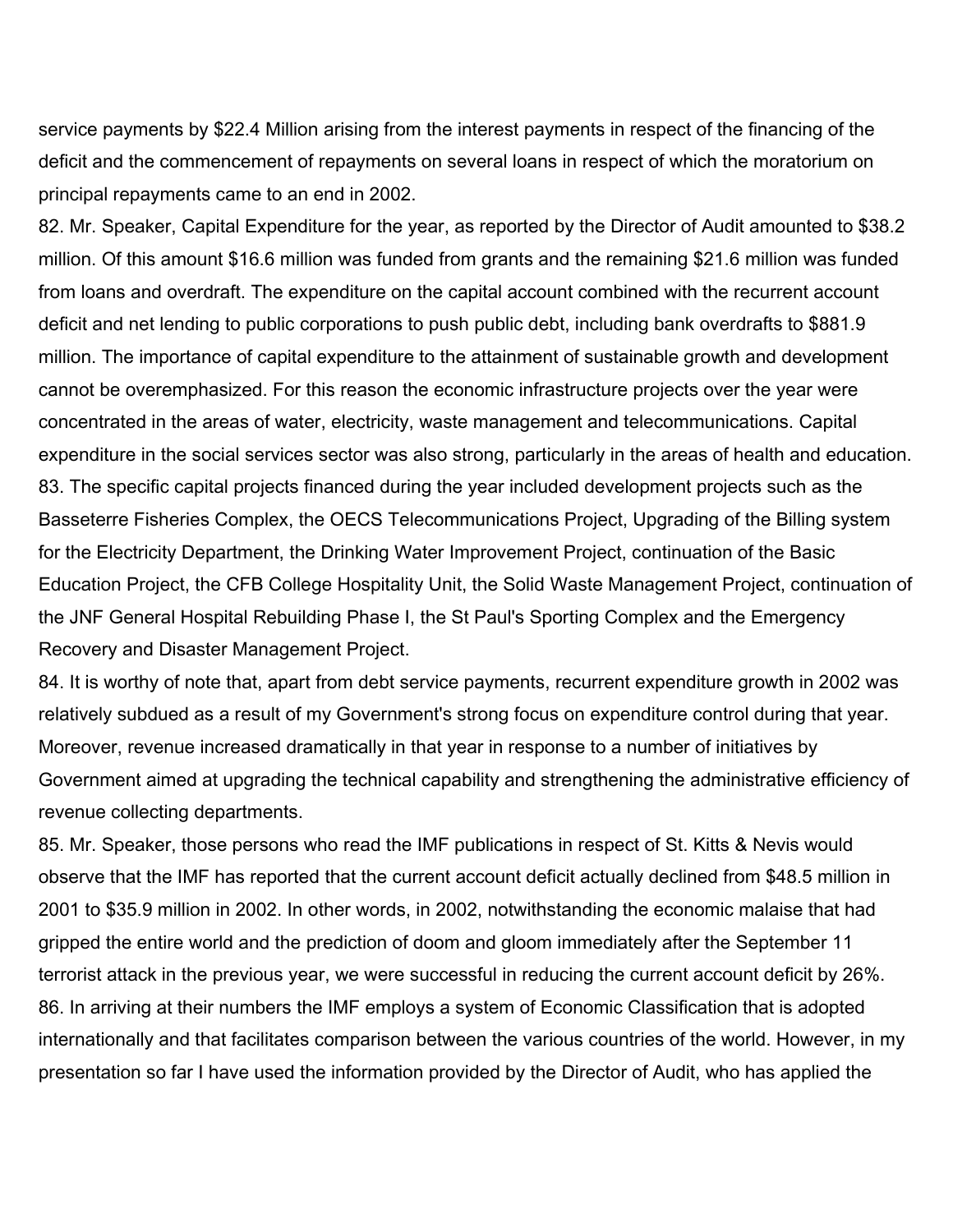service payments by $22.4 Million arising from the interest payments in respect of the financing of the deficit and the commencement of repayments on several loans in respect of which the moratorium on principal repayments came to an end in 2002.

82. Mr. Speaker, Capital Expenditure for the year, as reported by the Director of Audit amounted to $38.2 million. Of this amount $16.6 million was funded from grants and the remaining $21.6 million was funded from loans and overdraft. The expenditure on the capital account combined with the recurrent account deficit and net lending to public corporations to push public debt, including bank overdrafts to $881.9 million. The importance of capital expenditure to the attainment of sustainable growth and development cannot be overemphasized. For this reason the economic infrastructure projects over the year were concentrated in the areas of water, electricity, waste management and telecommunications. Capital expenditure in the social services sector was also strong, particularly in the areas of health and education.

83. The specific capital projects financed during the year included development projects such as the Basseterre Fisheries Complex, the OECS Telecommunications Project, Upgrading of the Billing system for the Electricity Department, the Drinking Water Improvement Project, continuation of the Basic Education Project, the CFB College Hospitality Unit, the Solid Waste Management Project, continuation of the JNF General Hospital Rebuilding Phase I, the St Paul's Sporting Complex and the Emergency Recovery and Disaster Management Project.

84. It is worthy of note that, apart from debt service payments, recurrent expenditure growth in 2002 was relatively subdued as a result of my Government's strong focus on expenditure control during that year. Moreover, revenue increased dramatically in that year in response to a number of initiatives by Government aimed at upgrading the technical capability and strengthening the administrative efficiency of revenue collecting departments.

85. Mr. Speaker, those persons who read the IMF publications in respect of St. Kitts & Nevis would observe that the IMF has reported that the current account deficit actually declined from $48.5 million in 2001 to $35.9 million in 2002. In other words, in 2002, notwithstanding the economic malaise that had gripped the entire world and the prediction of doom and gloom immediately after the September 11 terrorist attack in the previous year, we were successful in reducing the current account deficit by 26%.

86. In arriving at their numbers the IMF employs a system of Economic Classification that is adopted internationally and that facilitates comparison between the various countries of the world. However, in my presentation so far I have used the information provided by the Director of Audit, who has applied the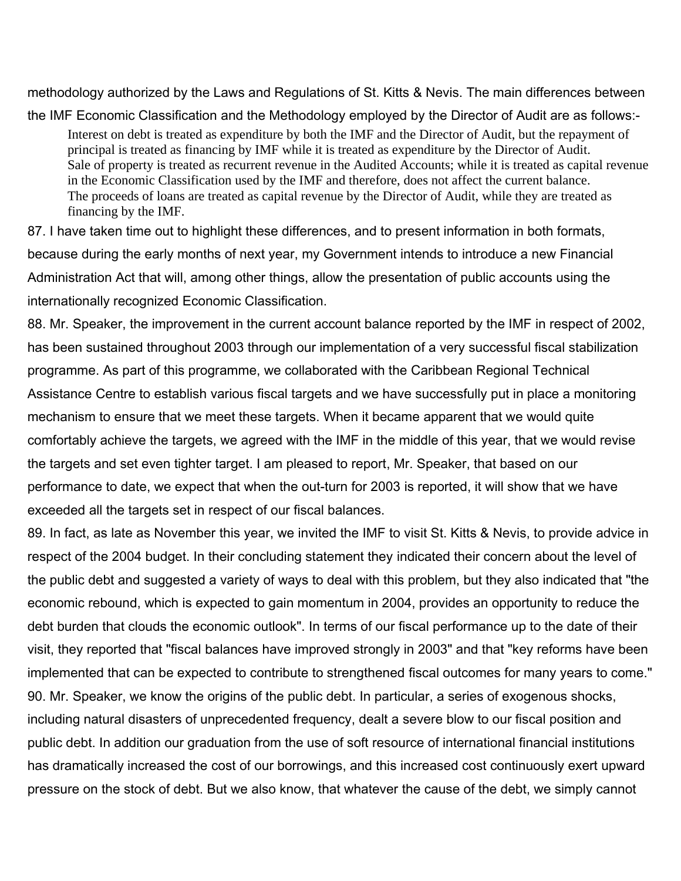methodology authorized by the Laws and Regulations of St. Kitts & Nevis. The main differences between the IMF Economic Classification and the Methodology employed by the Director of Audit are as follows:-

- Interest on debt is treated as expenditure by both the IMF and the Director of Audit, but the repayment of principal is treated as financing by IMF while it is treated as expenditure by the Director of Audit.
- Sale of property is treated as recurrent revenue in the Audited Accounts; while it is treated as capital revenue in the Economic Classification used by the IMF and therefore, does not affect the current balance.
- The proceeds of loans are treated as capital revenue by the Director of Audit, while they are treated as financing by the IMF.

87. I have taken time out to highlight these differences, and to present information in both formats, because during the early months of next year, my Government intends to introduce a new Financial Administration Act that will, among other things, allow the presentation of public accounts using the internationally recognized Economic Classification.

88. Mr. Speaker, the improvement in the current account balance reported by the IMF in respect of 2002, has been sustained throughout 2003 through our implementation of a very successful fiscal stabilization programme. As part of this programme, we collaborated with the Caribbean Regional Technical Assistance Centre to establish various fiscal targets and we have successfully put in place a monitoring mechanism to ensure that we meet these targets. When it became apparent that we would quite comfortably achieve the targets, we agreed with the IMF in the middle of this year, that we would revise the targets and set even tighter target. I am pleased to report, Mr. Speaker, that based on our performance to date, we expect that when the out-turn for 2003 is reported, it will show that we have exceeded all the targets set in respect of our fiscal balances.

89. In fact, as late as November this year, we invited the IMF to visit St. Kitts & Nevis, to provide advice in respect of the 2004 budget. In their concluding statement they indicated their concern about the level of the public debt and suggested a variety of ways to deal with this problem, but they also indicated that "the economic rebound, which is expected to gain momentum in 2004, provides an opportunity to reduce the debt burden that clouds the economic outlook". In terms of our fiscal performance up to the date of their visit, they reported that "fiscal balances have improved strongly in 2003" and that "key reforms have been implemented that can be expected to contribute to strengthened fiscal outcomes for many years to come."

90. Mr. Speaker, we know the origins of the public debt. In particular, a series of exogenous shocks, including natural disasters of unprecedented frequency, dealt a severe blow to our fiscal position and public debt. In addition our graduation from the use of soft resource of international financial institutions has dramatically increased the cost of our borrowings, and this increased cost continuously exert upward pressure on the stock of debt. But we also know, that whatever the cause of the debt, we simply cannot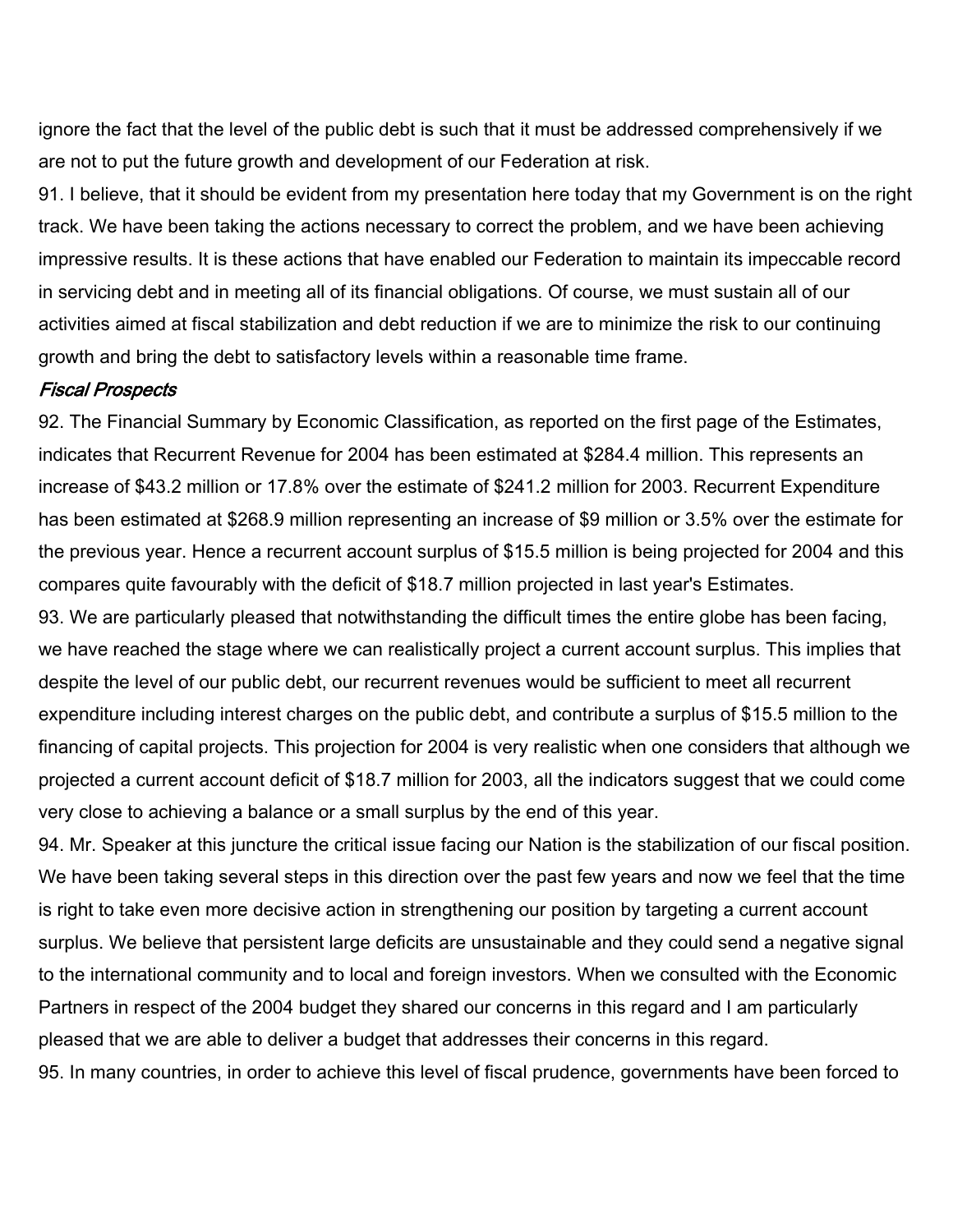ignore the fact that the level of the public debt is such that it must be addressed comprehensively if we are not to put the future growth and development of our Federation at risk.

91. I believe, that it should be evident from my presentation here today that my Government is on the right track. We have been taking the actions necessary to correct the problem, and we have been achieving impressive results. It is these actions that have enabled our Federation to maintain its impeccable record in servicing debt and in meeting all of its financial obligations. Of course, we must sustain all of our activities aimed at fiscal stabilization and debt reduction if we are to minimize the risk to our continuing growth and bring the debt to satisfactory levels within a reasonable time frame.

### *Fiscal Prospects*

92. The Financial Summary by Economic Classification, as reported on the first page of the Estimates, indicates that Recurrent Revenue for 2004 has been estimated at $284.4 million. This represents an increase of $43.2 million or 17.8% over the estimate of $241.2 million for 2003. Recurrent Expenditure has been estimated at $268.9 million representing an increase of $9 million or 3.5% over the estimate for the previous year. Hence a recurrent account surplus of $15.5 million is being projected for 2004 and this compares quite favourably with the deficit of $18.7 million projected in last year's Estimates.

93. We are particularly pleased that notwithstanding the difficult times the entire globe has been facing, we have reached the stage where we can realistically project a current account surplus. This implies that despite the level of our public debt, our recurrent revenues would be sufficient to meet all recurrent expenditure including interest charges on the public debt, and contribute a surplus of $15.5 million to the financing of capital projects. This projection for 2004 is very realistic when one considers that although we projected a current account deficit of $18.7 million for 2003, all the indicators suggest that we could come very close to achieving a balance or a small surplus by the end of this year.

94. Mr. Speaker at this juncture the critical issue facing our Nation is the stabilization of our fiscal position. We have been taking several steps in this direction over the past few years and now we feel that the time is right to take even more decisive action in strengthening our position by targeting a current account surplus. We believe that persistent large deficits are unsustainable and they could send a negative signal to the international community and to local and foreign investors. When we consulted with the Economic Partners in respect of the 2004 budget they shared our concerns in this regard and I am particularly pleased that we are able to deliver a budget that addresses their concerns in this regard.

95. In many countries, in order to achieve this level of fiscal prudence, governments have been forced to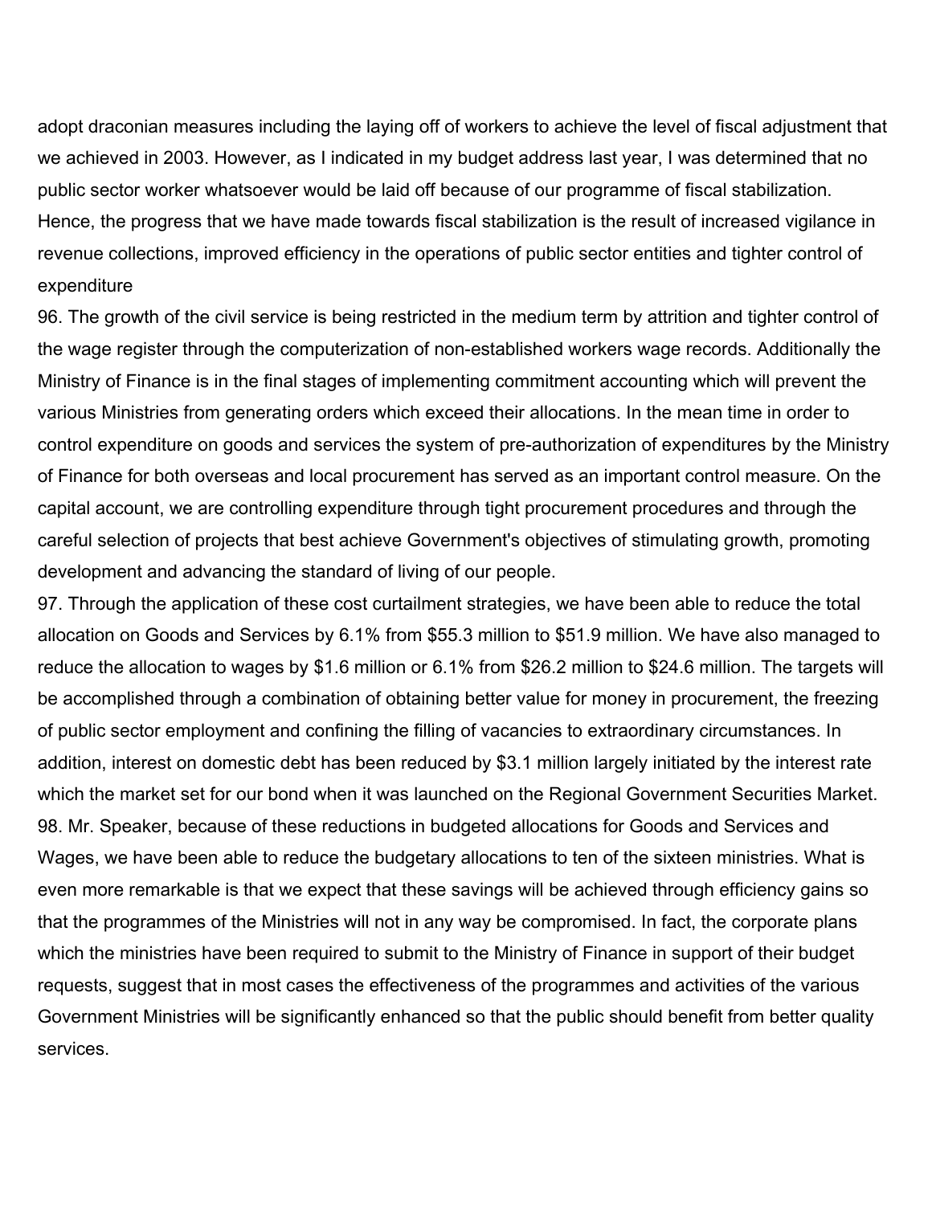adopt draconian measures including the laying off of workers to achieve the level of fiscal adjustment that we achieved in 2003. However, as I indicated in my budget address last year, I was determined that no public sector worker whatsoever would be laid off because of our programme of fiscal stabilization. Hence, the progress that we have made towards fiscal stabilization is the result of increased vigilance in revenue collections, improved efficiency in the operations of public sector entities and tighter control of expenditure

96. The growth of the civil service is being restricted in the medium term by attrition and tighter control of the wage register through the computerization of non-established workers wage records. Additionally the Ministry of Finance is in the final stages of implementing commitment accounting which will prevent the various Ministries from generating orders which exceed their allocations. In the mean time in order to control expenditure on goods and services the system of pre-authorization of expenditures by the Ministry of Finance for both overseas and local procurement has served as an important control measure. On the capital account, we are controlling expenditure through tight procurement procedures and through the careful selection of projects that best achieve Government's objectives of stimulating growth, promoting development and advancing the standard of living of our people.

97. Through the application of these cost curtailment strategies, we have been able to reduce the total allocation on Goods and Services by 6.1% from $55.3 million to $51.9 million. We have also managed to reduce the allocation to wages by $1.6 million or 6.1% from $26.2 million to $24.6 million. The targets will be accomplished through a combination of obtaining better value for money in procurement, the freezing of public sector employment and confining the filling of vacancies to extraordinary circumstances. In addition, interest on domestic debt has been reduced by $3.1 million largely initiated by the interest rate which the market set for our bond when it was launched on the Regional Government Securities Market.

98. Mr. Speaker, because of these reductions in budgeted allocations for Goods and Services and Wages, we have been able to reduce the budgetary allocations to ten of the sixteen ministries. What is even more remarkable is that we expect that these savings will be achieved through efficiency gains so that the programmes of the Ministries will not in any way be compromised. In fact, the corporate plans which the ministries have been required to submit to the Ministry of Finance in support of their budget requests, suggest that in most cases the effectiveness of the programmes and activities of the various Government Ministries will be significantly enhanced so that the public should benefit from better quality services.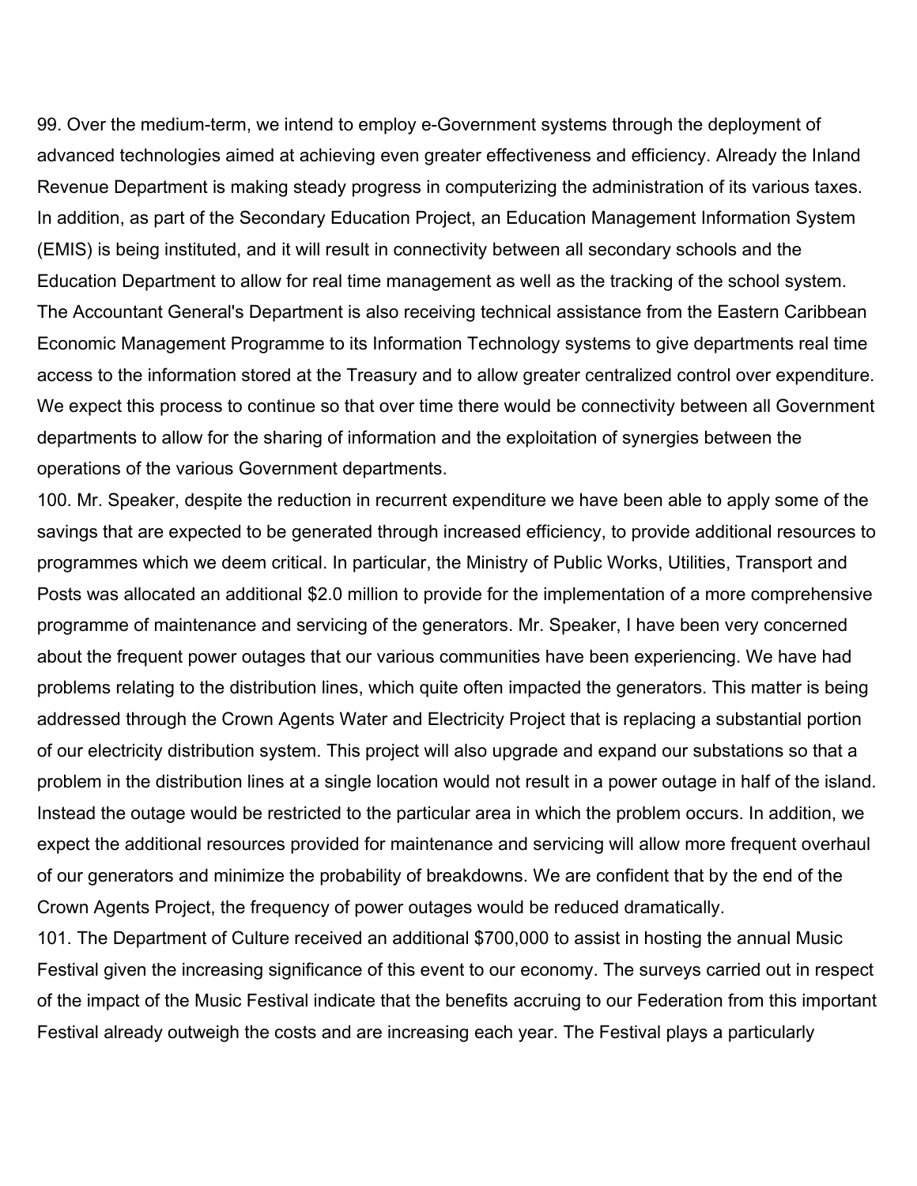99. Over the medium-term, we intend to employ e-Government systems through the deployment of advanced technologies aimed at achieving even greater effectiveness and efficiency. Already the Inland Revenue Department is making steady progress in computerizing the administration of its various taxes. In addition, as part of the Secondary Education Project, an Education Management Information System (EMIS) is being instituted, and it will result in connectivity between all secondary schools and the Education Department to allow for real time management as well as the tracking of the school system. The Accountant General's Department is also receiving technical assistance from the Eastern Caribbean Economic Management Programme to its Information Technology systems to give departments real time access to the information stored at the Treasury and to allow greater centralized control over expenditure. We expect this process to continue so that over time there would be connectivity between all Government departments to allow for the sharing of information and the exploitation of synergies between the operations of the various Government departments.

100. Mr. Speaker, despite the reduction in recurrent expenditure we have been able to apply some of the savings that are expected to be generated through increased efficiency, to provide additional resources to programmes which we deem critical. In particular, the Ministry of Public Works, Utilities, Transport and Posts was allocated an additional $2.0 million to provide for the implementation of a more comprehensive programme of maintenance and servicing of the generators. Mr. Speaker, I have been very concerned about the frequent power outages that our various communities have been experiencing. We have had problems relating to the distribution lines, which quite often impacted the generators. This matter is being addressed through the Crown Agents Water and Electricity Project that is replacing a substantial portion of our electricity distribution system. This project will also upgrade and expand our substations so that a problem in the distribution lines at a single location would not result in a power outage in half of the island. Instead the outage would be restricted to the particular area in which the problem occurs. In addition, we expect the additional resources provided for maintenance and servicing will allow more frequent overhaul of our generators and minimize the probability of breakdowns. We are confident that by the end of the Crown Agents Project, the frequency of power outages would be reduced dramatically.

101. The Department of Culture received an additional $700,000 to assist in hosting the annual Music Festival given the increasing significance of this event to our economy. The surveys carried out in respect of the impact of the Music Festival indicate that the benefits accruing to our Federation from this important Festival already outweigh the costs and are increasing each year. The Festival plays a particularly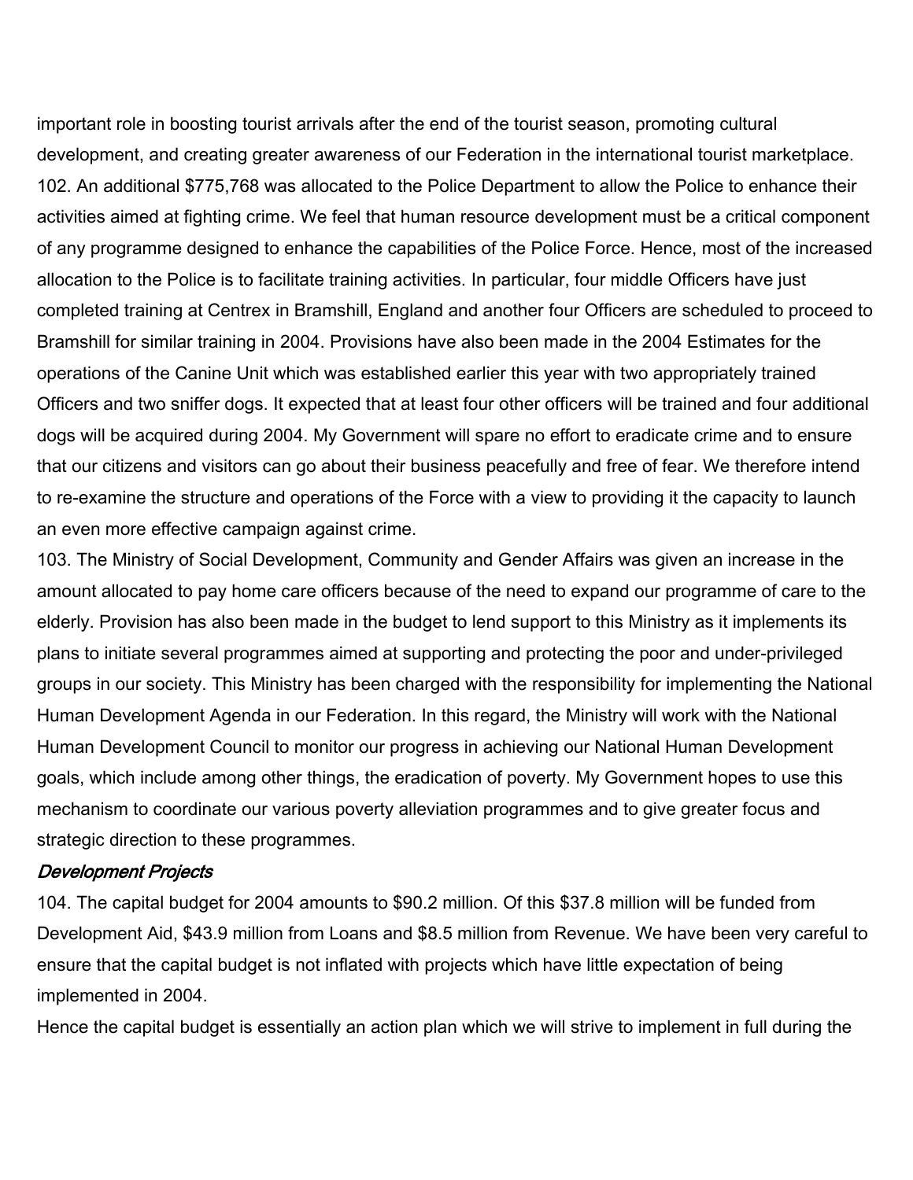important role in boosting tourist arrivals after the end of the tourist season, promoting cultural development, and creating greater awareness of our Federation in the international tourist marketplace.

102. An additional $775,768 was allocated to the Police Department to allow the Police to enhance their activities aimed at fighting crime. We feel that human resource development must be a critical component of any programme designed to enhance the capabilities of the Police Force. Hence, most of the increased allocation to the Police is to facilitate training activities. In particular, four middle Officers have just completed training at Centrex in Bramshill, England and another four Officers are scheduled to proceed to Bramshill for similar training in 2004. Provisions have also been made in the 2004 Estimates for the operations of the Canine Unit which was established earlier this year with two appropriately trained Officers and two sniffer dogs. It expected that at least four other officers will be trained and four additional dogs will be acquired during 2004. My Government will spare no effort to eradicate crime and to ensure that our citizens and visitors can go about their business peacefully and free of fear. We therefore intend to re-examine the structure and operations of the Force with a view to providing it the capacity to launch an even more effective campaign against crime.

103. The Ministry of Social Development, Community and Gender Affairs was given an increase in the amount allocated to pay home care officers because of the need to expand our programme of care to the elderly. Provision has also been made in the budget to lend support to this Ministry as it implements its plans to initiate several programmes aimed at supporting and protecting the poor and under-privileged groups in our society. This Ministry has been charged with the responsibility for implementing the National Human Development Agenda in our Federation. In this regard, the Ministry will work with the National Human Development Council to monitor our progress in achieving our National Human Development goals, which include among other things, the eradication of poverty. My Government hopes to use this mechanism to coordinate our various poverty alleviation programmes and to give greater focus and strategic direction to these programmes.

### *Development Projects*

104. The capital budget for 2004 amounts to $90.2 million. Of this $37.8 million will be funded from Development Aid, $43.9 million from Loans and $8.5 million from Revenue. We have been very careful to ensure that the capital budget is not inflated with projects which have little expectation of being implemented in 2004.

Hence the capital budget is essentially an action plan which we will strive to implement in full during the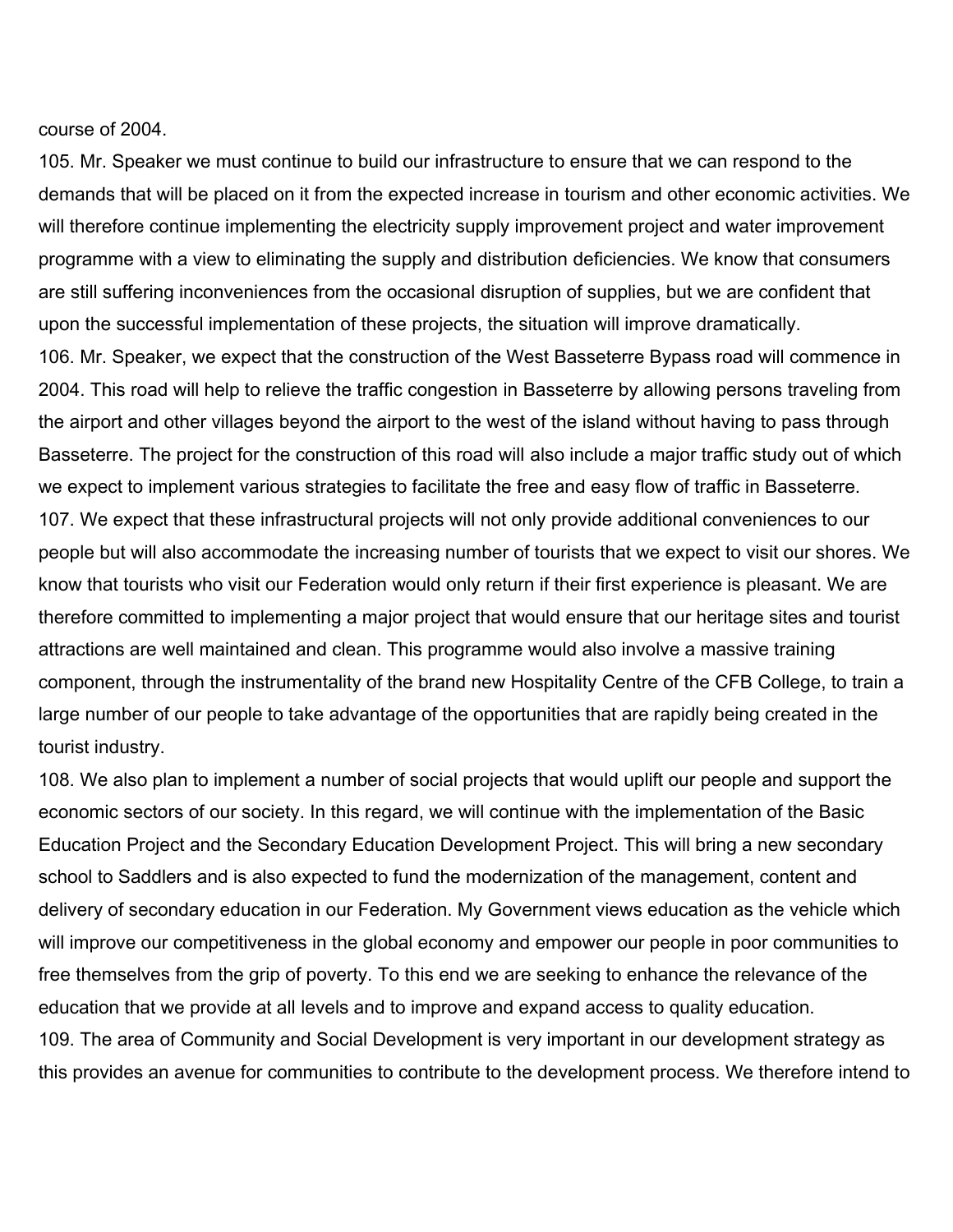course of 2004.

105. Mr. Speaker we must continue to build our infrastructure to ensure that we can respond to the demands that will be placed on it from the expected increase in tourism and other economic activities. We will therefore continue implementing the electricity supply improvement project and water improvement programme with a view to eliminating the supply and distribution deficiencies. We know that consumers are still suffering inconveniences from the occasional disruption of supplies, but we are confident that upon the successful implementation of these projects, the situation will improve dramatically.

106. Mr. Speaker, we expect that the construction of the West Basseterre Bypass road will commence in 2004. This road will help to relieve the traffic congestion in Basseterre by allowing persons traveling from the airport and other villages beyond the airport to the west of the island without having to pass through Basseterre. The project for the construction of this road will also include a major traffic study out of which we expect to implement various strategies to facilitate the free and easy flow of traffic in Basseterre.

107. We expect that these infrastructural projects will not only provide additional conveniences to our people but will also accommodate the increasing number of tourists that we expect to visit our shores. We know that tourists who visit our Federation would only return if their first experience is pleasant. We are therefore committed to implementing a major project that would ensure that our heritage sites and tourist attractions are well maintained and clean. This programme would also involve a massive training component, through the instrumentality of the brand new Hospitality Centre of the CFB College, to train a large number of our people to take advantage of the opportunities that are rapidly being created in the tourist industry.

108. We also plan to implement a number of social projects that would uplift our people and support the economic sectors of our society. In this regard, we will continue with the implementation of the Basic Education Project and the Secondary Education Development Project. This will bring a new secondary school to Saddlers and is also expected to fund the modernization of the management, content and delivery of secondary education in our Federation. My Government views education as the vehicle which will improve our competitiveness in the global economy and empower our people in poor communities to free themselves from the grip of poverty. To this end we are seeking to enhance the relevance of the education that we provide at all levels and to improve and expand access to quality education.

109. The area of Community and Social Development is very important in our development strategy as this provides an avenue for communities to contribute to the development process. We therefore intend to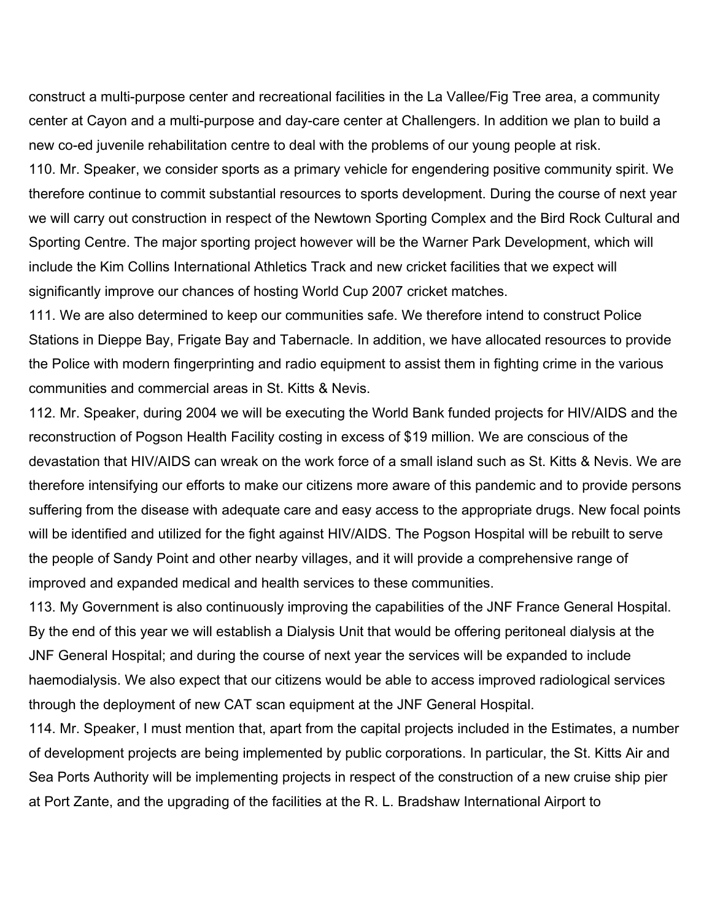construct a multi-purpose center and recreational facilities in the La Vallee/Fig Tree area, a community center at Cayon and a multi-purpose and day-care center at Challengers. In addition we plan to build a new co-ed juvenile rehabilitation centre to deal with the problems of our young people at risk.

110. Mr. Speaker, we consider sports as a primary vehicle for engendering positive community spirit. We therefore continue to commit substantial resources to sports development. During the course of next year we will carry out construction in respect of the Newtown Sporting Complex and the Bird Rock Cultural and Sporting Centre. The major sporting project however will be the Warner Park Development, which will include the Kim Collins International Athletics Track and new cricket facilities that we expect will significantly improve our chances of hosting World Cup 2007 cricket matches.

111. We are also determined to keep our communities safe. We therefore intend to construct Police Stations in Dieppe Bay, Frigate Bay and Tabernacle. In addition, we have allocated resources to provide the Police with modern fingerprinting and radio equipment to assist them in fighting crime in the various communities and commercial areas in St. Kitts & Nevis.

112. Mr. Speaker, during 2004 we will be executing the World Bank funded projects for HIV/AIDS and the reconstruction of Pogson Health Facility costing in excess of $19 million. We are conscious of the devastation that HIV/AIDS can wreak on the work force of a small island such as St. Kitts & Nevis. We are therefore intensifying our efforts to make our citizens more aware of this pandemic and to provide persons suffering from the disease with adequate care and easy access to the appropriate drugs. New focal points will be identified and utilized for the fight against HIV/AIDS. The Pogson Hospital will be rebuilt to serve the people of Sandy Point and other nearby villages, and it will provide a comprehensive range of improved and expanded medical and health services to these communities.

113. My Government is also continuously improving the capabilities of the JNF France General Hospital. By the end of this year we will establish a Dialysis Unit that would be offering peritoneal dialysis at the JNF General Hospital; and during the course of next year the services will be expanded to include haemodialysis. We also expect that our citizens would be able to access improved radiological services through the deployment of new CAT scan equipment at the JNF General Hospital.

114. Mr. Speaker, I must mention that, apart from the capital projects included in the Estimates, a number of development projects are being implemented by public corporations. In particular, the St. Kitts Air and Sea Ports Authority will be implementing projects in respect of the construction of a new cruise ship pier at Port Zante, and the upgrading of the facilities at the R. L. Bradshaw International Airport to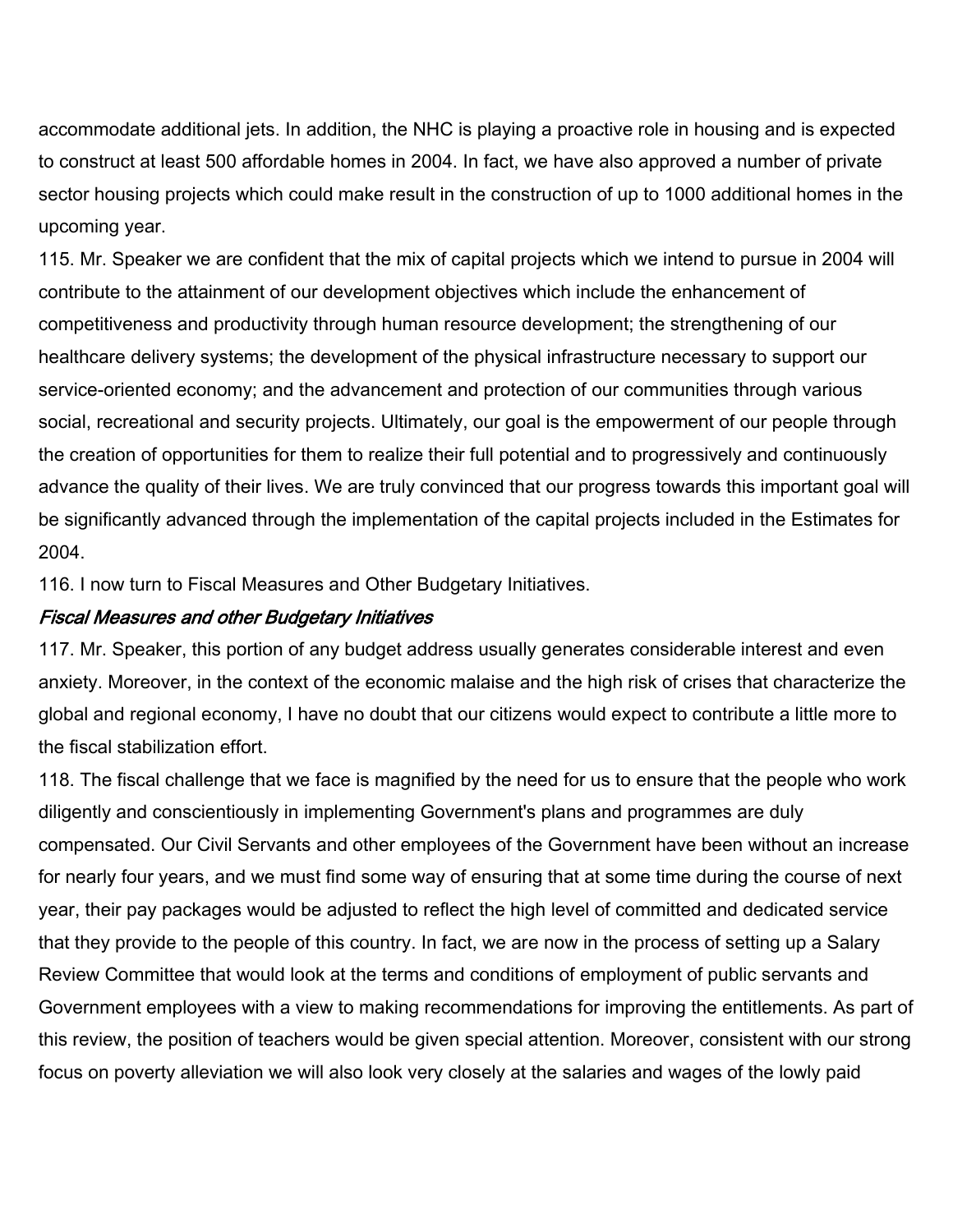accommodate additional jets. In addition, the NHC is playing a proactive role in housing and is expected to construct at least 500 affordable homes in 2004. In fact, we have also approved a number of private sector housing projects which could make result in the construction of up to 1000 additional homes in the upcoming year.

115. Mr. Speaker we are confident that the mix of capital projects which we intend to pursue in 2004 will contribute to the attainment of our development objectives which include the enhancement of competitiveness and productivity through human resource development; the strengthening of our healthcare delivery systems; the development of the physical infrastructure necessary to support our service-oriented economy; and the advancement and protection of our communities through various social, recreational and security projects. Ultimately, our goal is the empowerment of our people through the creation of opportunities for them to realize their full potential and to progressively and continuously advance the quality of their lives. We are truly convinced that our progress towards this important goal will be significantly advanced through the implementation of the capital projects included in the Estimates for 2004.

116. I now turn to Fiscal Measures and Other Budgetary Initiatives.

### *Fiscal Measures and other Budgetary Initiatives*

117. Mr. Speaker, this portion of any budget address usually generates considerable interest and even anxiety. Moreover, in the context of the economic malaise and the high risk of crises that characterize the global and regional economy, I have no doubt that our citizens would expect to contribute a little more to the fiscal stabilization effort.

118. The fiscal challenge that we face is magnified by the need for us to ensure that the people who work diligently and conscientiously in implementing Government's plans and programmes are duly compensated. Our Civil Servants and other employees of the Government have been without an increase for nearly four years, and we must find some way of ensuring that at some time during the course of next year, their pay packages would be adjusted to reflect the high level of committed and dedicated service that they provide to the people of this country. In fact, we are now in the process of setting up a Salary Review Committee that would look at the terms and conditions of employment of public servants and Government employees with a view to making recommendations for improving the entitlements. As part of this review, the position of teachers would be given special attention. Moreover, consistent with our strong focus on poverty alleviation we will also look very closely at the salaries and wages of the lowly paid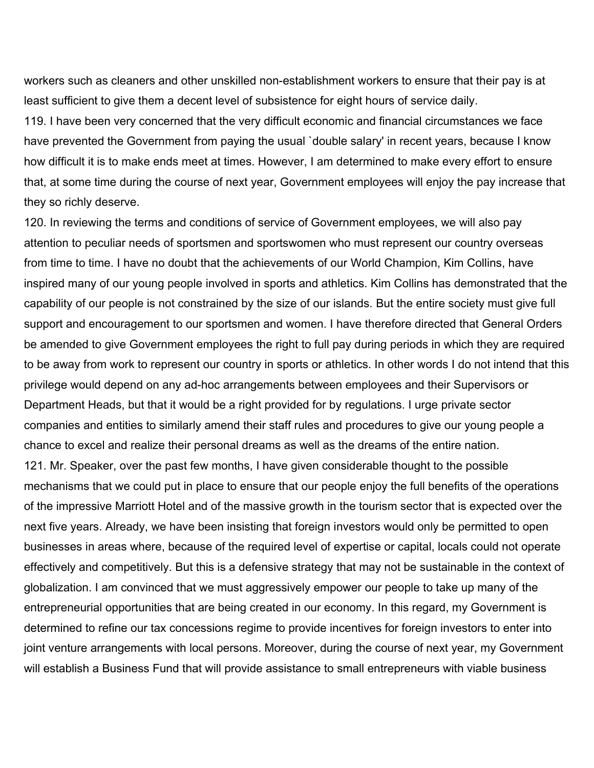workers such as cleaners and other unskilled non-establishment workers to ensure that their pay is at least sufficient to give them a decent level of subsistence for eight hours of service daily.

119. I have been very concerned that the very difficult economic and financial circumstances we face have prevented the Government from paying the usual `double salary' in recent years, because I know how difficult it is to make ends meet at times. However, I am determined to make every effort to ensure that, at some time during the course of next year, Government employees will enjoy the pay increase that they so richly deserve.

120. In reviewing the terms and conditions of service of Government employees, we will also pay attention to peculiar needs of sportsmen and sportswomen who must represent our country overseas from time to time. I have no doubt that the achievements of our World Champion, Kim Collins, have inspired many of our young people involved in sports and athletics. Kim Collins has demonstrated that the capability of our people is not constrained by the size of our islands. But the entire society must give full support and encouragement to our sportsmen and women. I have therefore directed that General Orders be amended to give Government employees the right to full pay during periods in which they are required to be away from work to represent our country in sports or athletics. In other words I do not intend that this privilege would depend on any ad-hoc arrangements between employees and their Supervisors or Department Heads, but that it would be a right provided for by regulations. I urge private sector companies and entities to similarly amend their staff rules and procedures to give our young people a chance to excel and realize their personal dreams as well as the dreams of the entire nation.

121. Mr. Speaker, over the past few months, I have given considerable thought to the possible mechanisms that we could put in place to ensure that our people enjoy the full benefits of the operations of the impressive Marriott Hotel and of the massive growth in the tourism sector that is expected over the next five years. Already, we have been insisting that foreign investors would only be permitted to open businesses in areas where, because of the required level of expertise or capital, locals could not operate effectively and competitively. But this is a defensive strategy that may not be sustainable in the context of globalization. I am convinced that we must aggressively empower our people to take up many of the entrepreneurial opportunities that are being created in our economy. In this regard, my Government is determined to refine our tax concessions regime to provide incentives for foreign investors to enter into joint venture arrangements with local persons. Moreover, during the course of next year, my Government will establish a Business Fund that will provide assistance to small entrepreneurs with viable business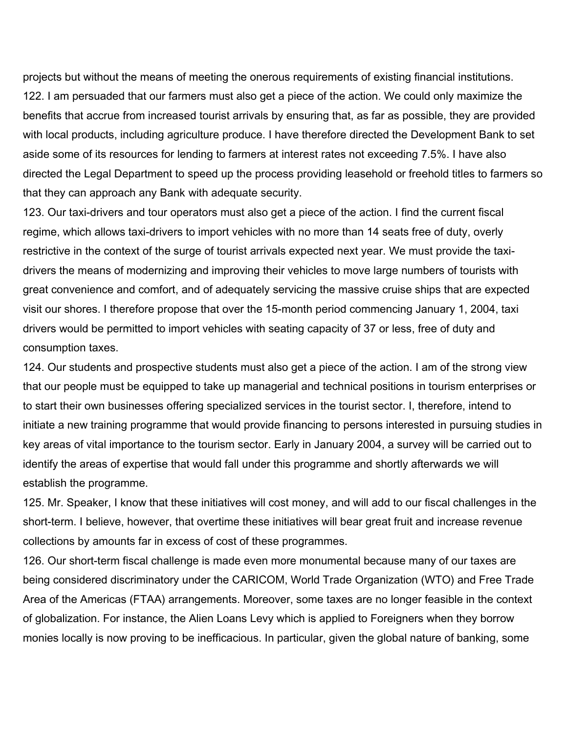projects but without the means of meeting the onerous requirements of existing financial institutions.

122. I am persuaded that our farmers must also get a piece of the action. We could only maximize the benefits that accrue from increased tourist arrivals by ensuring that, as far as possible, they are provided with local products, including agriculture produce. I have therefore directed the Development Bank to set aside some of its resources for lending to farmers at interest rates not exceeding 7.5%. I have also directed the Legal Department to speed up the process providing leasehold or freehold titles to farmers so that they can approach any Bank with adequate security.

123. Our taxi-drivers and tour operators must also get a piece of the action. I find the current fiscal regime, which allows taxi-drivers to import vehicles with no more than 14 seats free of duty, overly restrictive in the context of the surge of tourist arrivals expected next year. We must provide the taxi-drivers the means of modernizing and improving their vehicles to move large numbers of tourists with great convenience and comfort, and of adequately servicing the massive cruise ships that are expected visit our shores. I therefore propose that over the 15-month period commencing January 1, 2004, taxi drivers would be permitted to import vehicles with seating capacity of 37 or less, free of duty and consumption taxes.

124. Our students and prospective students must also get a piece of the action. I am of the strong view that our people must be equipped to take up managerial and technical positions in tourism enterprises or to start their own businesses offering specialized services in the tourist sector. I, therefore, intend to initiate a new training programme that would provide financing to persons interested in pursuing studies in key areas of vital importance to the tourism sector. Early in January 2004, a survey will be carried out to identify the areas of expertise that would fall under this programme and shortly afterwards we will establish the programme.

125. Mr. Speaker, I know that these initiatives will cost money, and will add to our fiscal challenges in the short-term. I believe, however, that overtime these initiatives will bear great fruit and increase revenue collections by amounts far in excess of cost of these programmes.

126. Our short-term fiscal challenge is made even more monumental because many of our taxes are being considered discriminatory under the CARICOM, World Trade Organization (WTO) and Free Trade Area of the Americas (FTAA) arrangements. Moreover, some taxes are no longer feasible in the context of globalization. For instance, the Alien Loans Levy which is applied to Foreigners when they borrow monies locally is now proving to be inefficacious. In particular, given the global nature of banking, some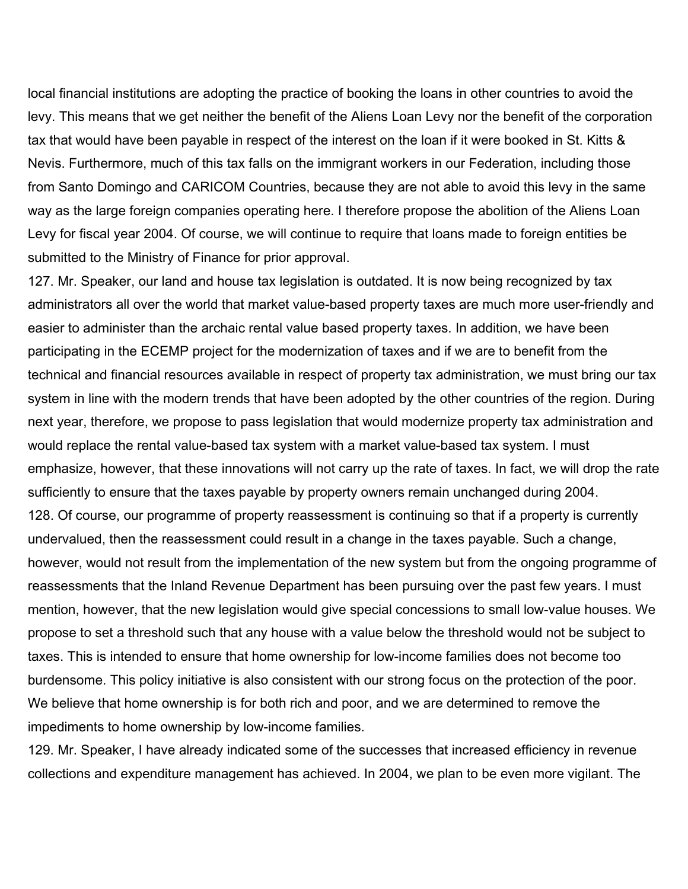local financial institutions are adopting the practice of booking the loans in other countries to avoid the levy. This means that we get neither the benefit of the Aliens Loan Levy nor the benefit of the corporation tax that would have been payable in respect of the interest on the loan if it were booked in St. Kitts & Nevis. Furthermore, much of this tax falls on the immigrant workers in our Federation, including those from Santo Domingo and CARICOM Countries, because they are not able to avoid this levy in the same way as the large foreign companies operating here. I therefore propose the abolition of the Aliens Loan Levy for fiscal year 2004. Of course, we will continue to require that loans made to foreign entities be submitted to the Ministry of Finance for prior approval.

127. Mr. Speaker, our land and house tax legislation is outdated. It is now being recognized by tax administrators all over the world that market value-based property taxes are much more user-friendly and easier to administer than the archaic rental value based property taxes. In addition, we have been participating in the ECEMP project for the modernization of taxes and if we are to benefit from the technical and financial resources available in respect of property tax administration, we must bring our tax system in line with the modern trends that have been adopted by the other countries of the region. During next year, therefore, we propose to pass legislation that would modernize property tax administration and would replace the rental value-based tax system with a market value-based tax system. I must emphasize, however, that these innovations will not carry up the rate of taxes. In fact, we will drop the rate sufficiently to ensure that the taxes payable by property owners remain unchanged during 2004.

128. Of course, our programme of property reassessment is continuing so that if a property is currently undervalued, then the reassessment could result in a change in the taxes payable. Such a change, however, would not result from the implementation of the new system but from the ongoing programme of reassessments that the Inland Revenue Department has been pursuing over the past few years. I must mention, however, that the new legislation would give special concessions to small low-value houses. We propose to set a threshold such that any house with a value below the threshold would not be subject to taxes. This is intended to ensure that home ownership for low-income families does not become too burdensome. This policy initiative is also consistent with our strong focus on the protection of the poor. We believe that home ownership is for both rich and poor, and we are determined to remove the impediments to home ownership by low-income families.

129. Mr. Speaker, I have already indicated some of the successes that increased efficiency in revenue collections and expenditure management has achieved. In 2004, we plan to be even more vigilant. The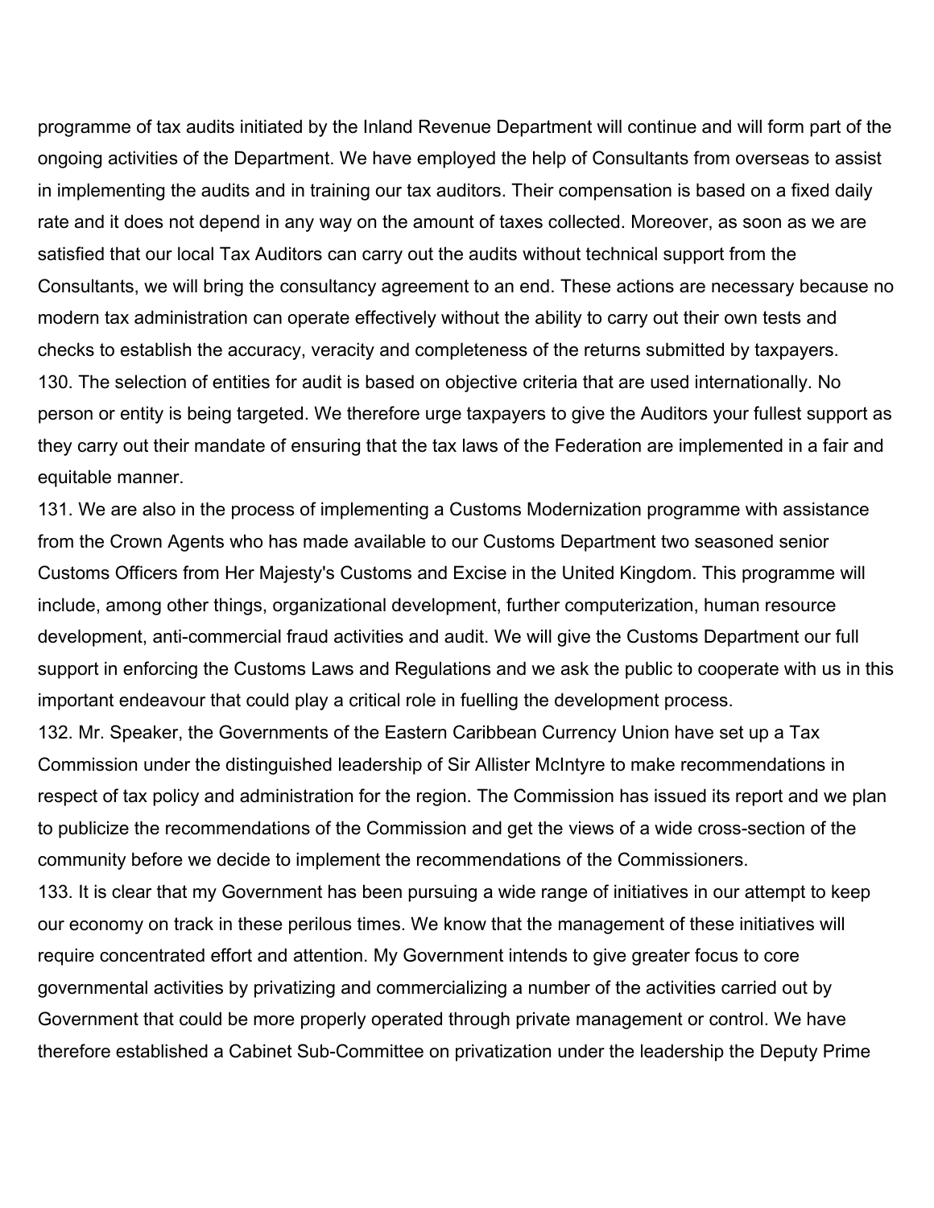programme of tax audits initiated by the Inland Revenue Department will continue and will form part of the ongoing activities of the Department. We have employed the help of Consultants from overseas to assist in implementing the audits and in training our tax auditors. Their compensation is based on a fixed daily rate and it does not depend in any way on the amount of taxes collected. Moreover, as soon as we are satisfied that our local Tax Auditors can carry out the audits without technical support from the Consultants, we will bring the consultancy agreement to an end. These actions are necessary because no modern tax administration can operate effectively without the ability to carry out their own tests and checks to establish the accuracy, veracity and completeness of the returns submitted by taxpayers.

130. The selection of entities for audit is based on objective criteria that are used internationally. No person or entity is being targeted. We therefore urge taxpayers to give the Auditors your fullest support as they carry out their mandate of ensuring that the tax laws of the Federation are implemented in a fair and equitable manner.

131. We are also in the process of implementing a Customs Modernization programme with assistance from the Crown Agents who has made available to our Customs Department two seasoned senior Customs Officers from Her Majesty's Customs and Excise in the United Kingdom. This programme will include, among other things, organizational development, further computerization, human resource development, anti-commercial fraud activities and audit. We will give the Customs Department our full support in enforcing the Customs Laws and Regulations and we ask the public to cooperate with us in this important endeavour that could play a critical role in fuelling the development process.

132. Mr. Speaker, the Governments of the Eastern Caribbean Currency Union have set up a Tax Commission under the distinguished leadership of Sir Allister McIntyre to make recommendations in respect of tax policy and administration for the region. The Commission has issued its report and we plan to publicize the recommendations of the Commission and get the views of a wide cross-section of the community before we decide to implement the recommendations of the Commissioners.

133. It is clear that my Government has been pursuing a wide range of initiatives in our attempt to keep our economy on track in these perilous times. We know that the management of these initiatives will require concentrated effort and attention. My Government intends to give greater focus to core governmental activities by privatizing and commercializing a number of the activities carried out by Government that could be more properly operated through private management or control. We have therefore established a Cabinet Sub-Committee on privatization under the leadership the Deputy Prime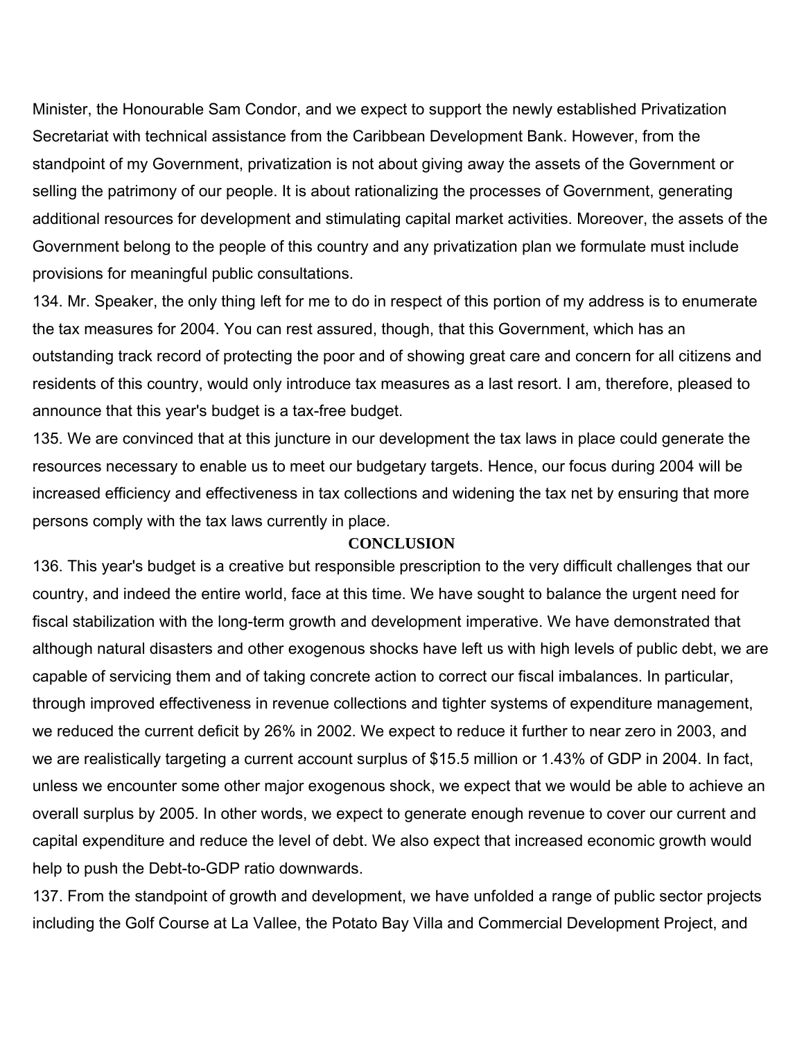Minister, the Honourable Sam Condor, and we expect to support the newly established Privatization Secretariat with technical assistance from the Caribbean Development Bank. However, from the standpoint of my Government, privatization is not about giving away the assets of the Government or selling the patrimony of our people. It is about rationalizing the processes of Government, generating additional resources for development and stimulating capital market activities. Moreover, the assets of the Government belong to the people of this country and any privatization plan we formulate must include provisions for meaningful public consultations.

134. Mr. Speaker, the only thing left for me to do in respect of this portion of my address is to enumerate the tax measures for 2004. You can rest assured, though, that this Government, which has an outstanding track record of protecting the poor and of showing great care and concern for all citizens and residents of this country, would only introduce tax measures as a last resort. I am, therefore, pleased to announce that this year's budget is a tax-free budget.

135. We are convinced that at this juncture in our development the tax laws in place could generate the resources necessary to enable us to meet our budgetary targets. Hence, our focus during 2004 will be increased efficiency and effectiveness in tax collections and widening the tax net by ensuring that more persons comply with the tax laws currently in place.

## CONCLUSION

136. This year's budget is a creative but responsible prescription to the very difficult challenges that our country, and indeed the entire world, face at this time. We have sought to balance the urgent need for fiscal stabilization with the long-term growth and development imperative. We have demonstrated that although natural disasters and other exogenous shocks have left us with high levels of public debt, we are capable of servicing them and of taking concrete action to correct our fiscal imbalances. In particular, through improved effectiveness in revenue collections and tighter systems of expenditure management, we reduced the current deficit by 26% in 2002. We expect to reduce it further to near zero in 2003, and we are realistically targeting a current account surplus of $15.5 million or 1.43% of GDP in 2004. In fact, unless we encounter some other major exogenous shock, we expect that we would be able to achieve an overall surplus by 2005. In other words, we expect to generate enough revenue to cover our current and capital expenditure and reduce the level of debt. We also expect that increased economic growth would help to push the Debt-to-GDP ratio downwards.

137. From the standpoint of growth and development, we have unfolded a range of public sector projects including the Golf Course at La Vallee, the Potato Bay Villa and Commercial Development Project, and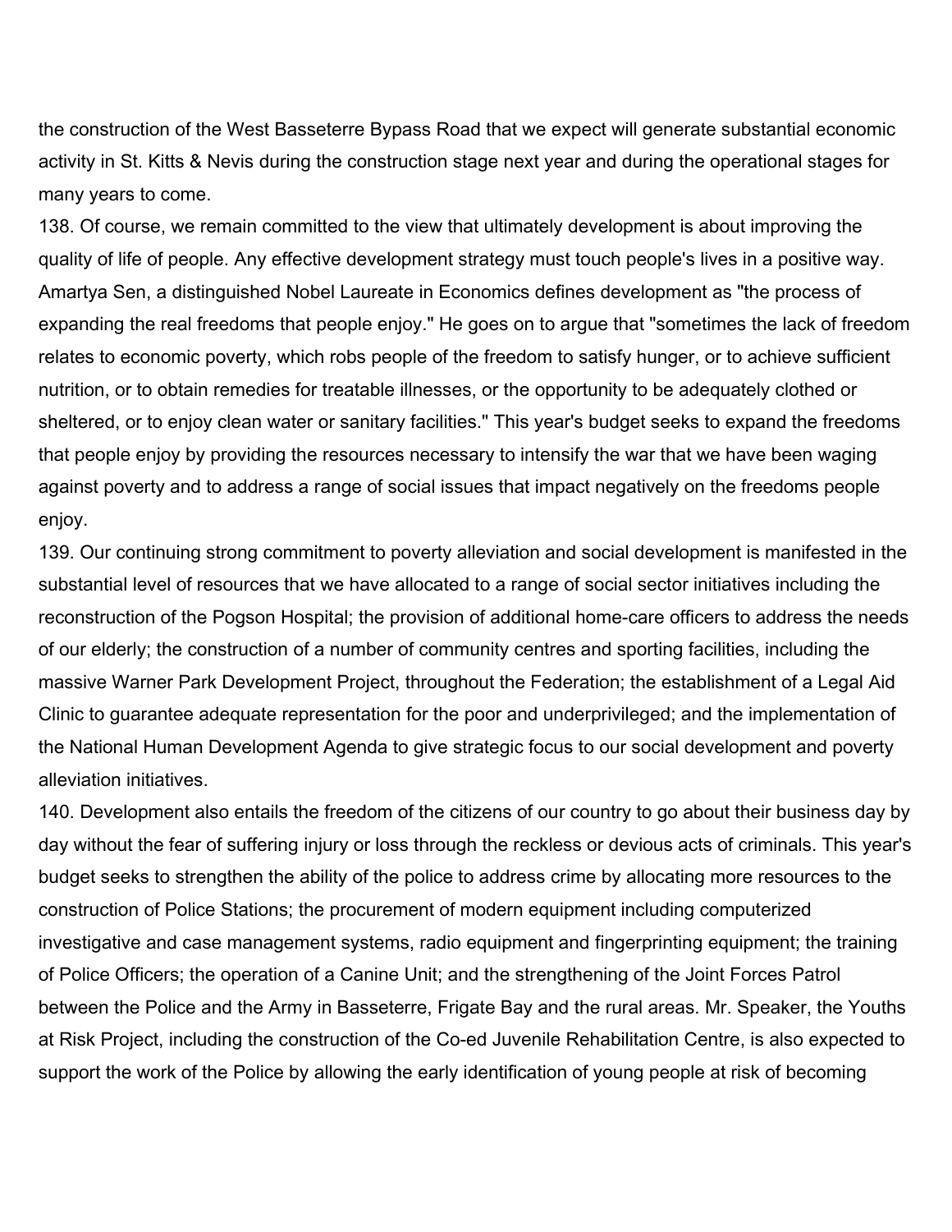the construction of the West Basseterre Bypass Road that we expect will generate substantial economic activity in St. Kitts & Nevis during the construction stage next year and during the operational stages for many years to come.

138. Of course, we remain committed to the view that ultimately development is about improving the quality of life of people. Any effective development strategy must touch people's lives in a positive way. Amartya Sen, a distinguished Nobel Laureate in Economics defines development as "the process of expanding the real freedoms that people enjoy." He goes on to argue that "sometimes the lack of freedom relates to economic poverty, which robs people of the freedom to satisfy hunger, or to achieve sufficient nutrition, or to obtain remedies for treatable illnesses, or the opportunity to be adequately clothed or sheltered, or to enjoy clean water or sanitary facilities." This year's budget seeks to expand the freedoms that people enjoy by providing the resources necessary to intensify the war that we have been waging against poverty and to address a range of social issues that impact negatively on the freedoms people enjoy.

139. Our continuing strong commitment to poverty alleviation and social development is manifested in the substantial level of resources that we have allocated to a range of social sector initiatives including the reconstruction of the Pogson Hospital; the provision of additional home-care officers to address the needs of our elderly; the construction of a number of community centres and sporting facilities, including the massive Warner Park Development Project, throughout the Federation; the establishment of a Legal Aid Clinic to guarantee adequate representation for the poor and underprivileged; and the implementation of the National Human Development Agenda to give strategic focus to our social development and poverty alleviation initiatives.

140. Development also entails the freedom of the citizens of our country to go about their business day by day without the fear of suffering injury or loss through the reckless or devious acts of criminals. This year's budget seeks to strengthen the ability of the police to address crime by allocating more resources to the construction of Police Stations; the procurement of modern equipment including computerized investigative and case management systems, radio equipment and fingerprinting equipment; the training of Police Officers; the operation of a Canine Unit; and the strengthening of the Joint Forces Patrol between the Police and the Army in Basseterre, Frigate Bay and the rural areas. Mr. Speaker, the Youths at Risk Project, including the construction of the Co-ed Juvenile Rehabilitation Centre, is also expected to support the work of the Police by allowing the early identification of young people at risk of becoming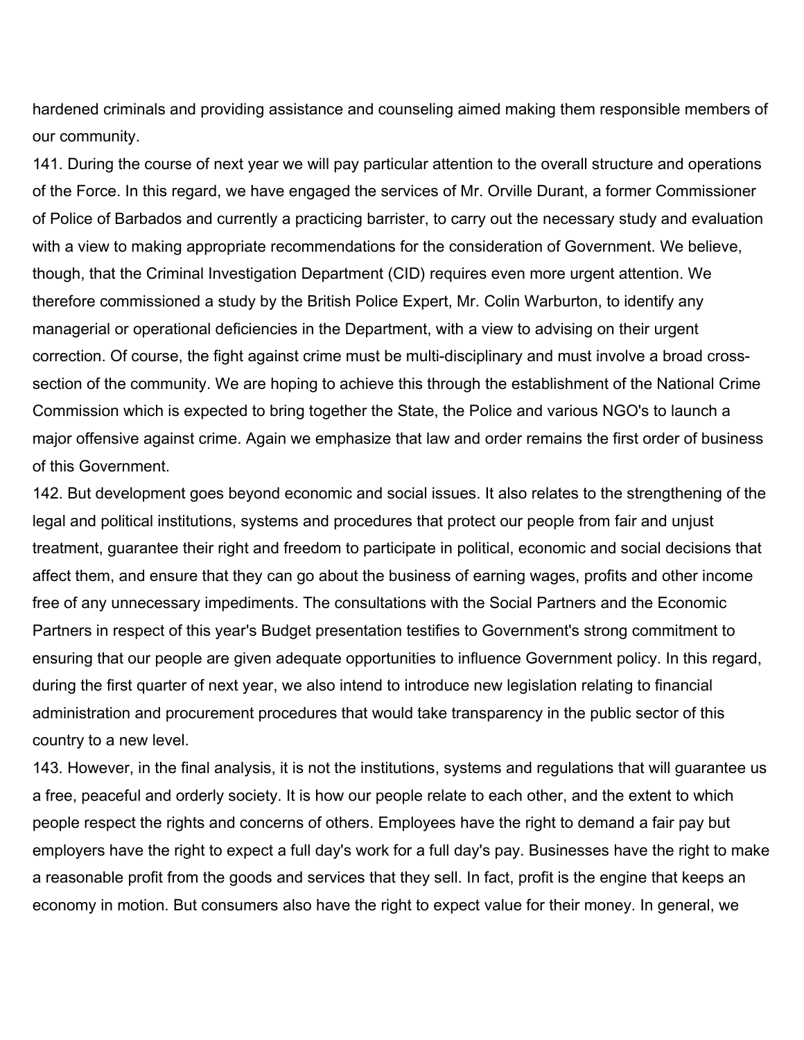hardened criminals and providing assistance and counseling aimed making them responsible members of our community.

141. During the course of next year we will pay particular attention to the overall structure and operations of the Force. In this regard, we have engaged the services of Mr. Orville Durant, a former Commissioner of Police of Barbados and currently a practicing barrister, to carry out the necessary study and evaluation with a view to making appropriate recommendations for the consideration of Government. We believe, though, that the Criminal Investigation Department (CID) requires even more urgent attention. We therefore commissioned a study by the British Police Expert, Mr. Colin Warburton, to identify any managerial or operational deficiencies in the Department, with a view to advising on their urgent correction. Of course, the fight against crime must be multi-disciplinary and must involve a broad cross-section of the community. We are hoping to achieve this through the establishment of the National Crime Commission which is expected to bring together the State, the Police and various NGO's to launch a major offensive against crime. Again we emphasize that law and order remains the first order of business of this Government.

142. But development goes beyond economic and social issues. It also relates to the strengthening of the legal and political institutions, systems and procedures that protect our people from fair and unjust treatment, guarantee their right and freedom to participate in political, economic and social decisions that affect them, and ensure that they can go about the business of earning wages, profits and other income free of any unnecessary impediments. The consultations with the Social Partners and the Economic Partners in respect of this year's Budget presentation testifies to Government's strong commitment to ensuring that our people are given adequate opportunities to influence Government policy. In this regard, during the first quarter of next year, we also intend to introduce new legislation relating to financial administration and procurement procedures that would take transparency in the public sector of this country to a new level.

143. However, in the final analysis, it is not the institutions, systems and regulations that will guarantee us a free, peaceful and orderly society. It is how our people relate to each other, and the extent to which people respect the rights and concerns of others. Employees have the right to demand a fair pay but employers have the right to expect a full day's work for a full day's pay. Businesses have the right to make a reasonable profit from the goods and services that they sell. In fact, profit is the engine that keeps an economy in motion. But consumers also have the right to expect value for their money. In general, we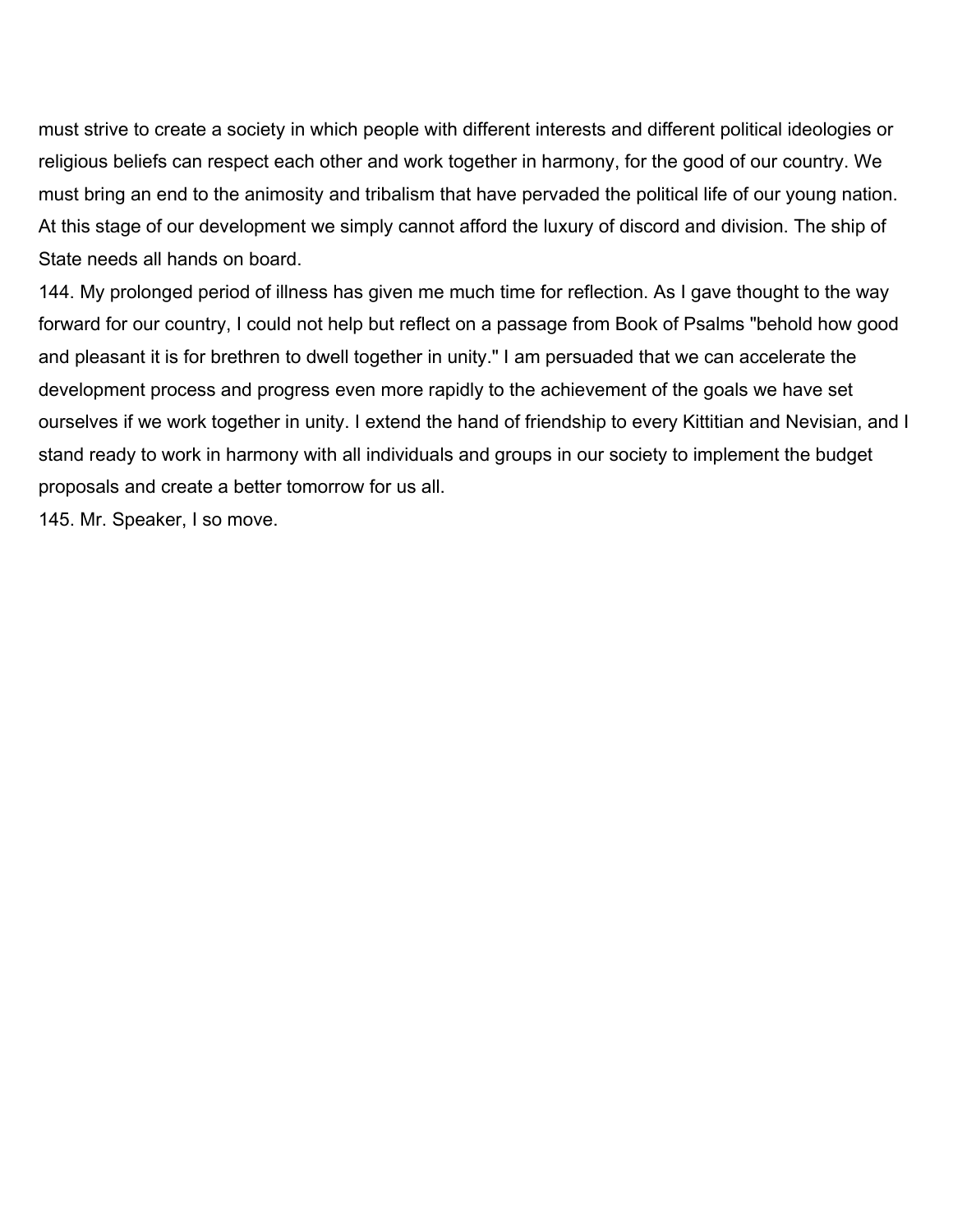must strive to create a society in which people with different interests and different political ideologies or religious beliefs can respect each other and work together in harmony, for the good of our country. We must bring an end to the animosity and tribalism that have pervaded the political life of our young nation. At this stage of our development we simply cannot afford the luxury of discord and division. The ship of State needs all hands on board.

144. My prolonged period of illness has given me much time for reflection. As I gave thought to the way forward for our country, I could not help but reflect on a passage from Book of Psalms "behold how good and pleasant it is for brethren to dwell together in unity." I am persuaded that we can accelerate the development process and progress even more rapidly to the achievement of the goals we have set ourselves if we work together in unity. I extend the hand of friendship to every Kittitian and Nevisian, and I stand ready to work in harmony with all individuals and groups in our society to implement the budget proposals and create a better tomorrow for us all.

145. Mr. Speaker, I so move.